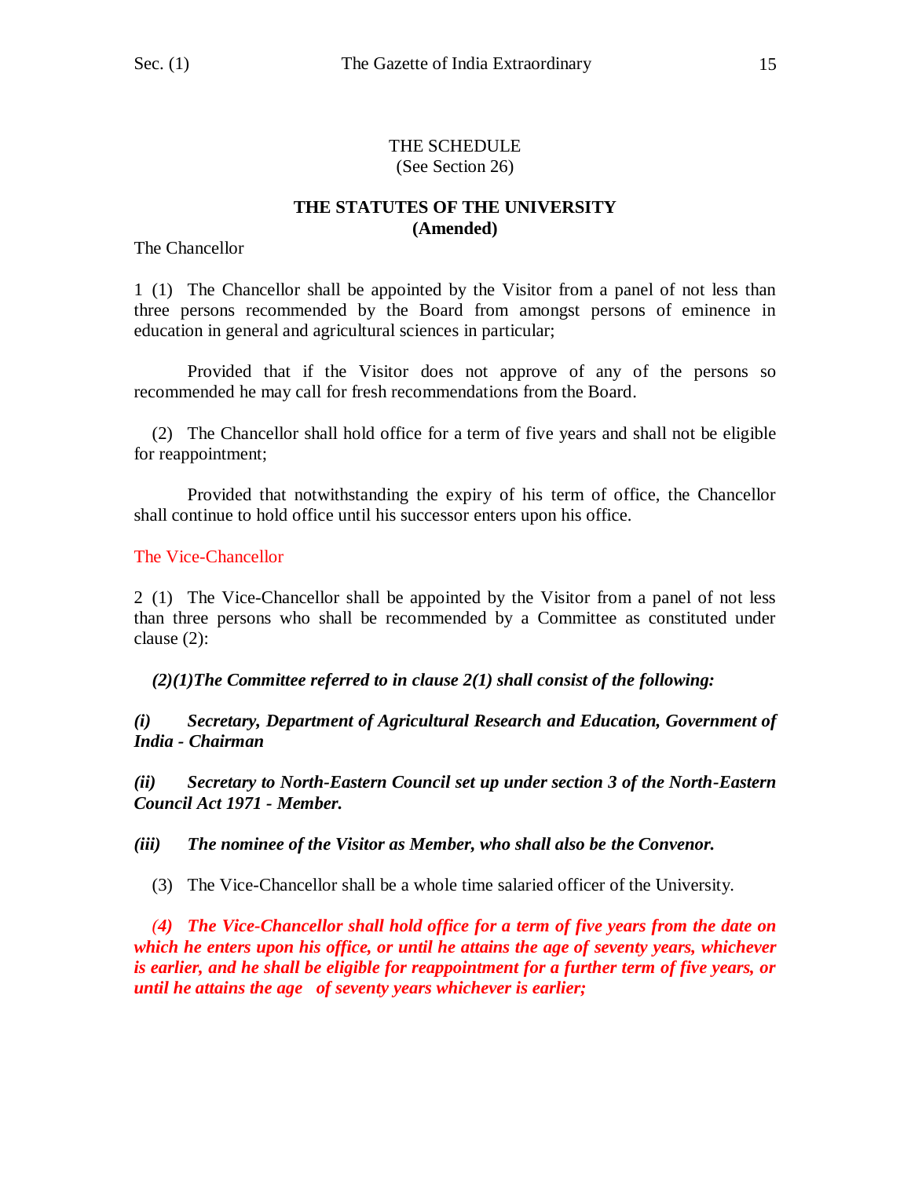THE SCHEDULE
(See Section 26)

## THE STATUTES OF THE UNIVERSITY
**(Amended)**

The Chancellor

1 (1) The Chancellor shall be appointed by the Visitor from a panel of not less than three persons recommended by the Board from amongst persons of eminence in education in general and agricultural sciences in particular;

Provided that if the Visitor does not approve of any of the persons so recommended he may call for fresh recommendations from the Board.

(2) The Chancellor shall hold office for a term of five years and shall not be eligible for reappointment;

Provided that notwithstanding the expiry of his term of office, the Chancellor shall continue to hold office until his successor enters upon his office.

The Vice-Chancellor

2 (1) The Vice-Chancellor shall be appointed by the Visitor from a panel of not less than three persons who shall be recommended by a Committee as constituted under clause (2):

***(2)(1)The Committee referred to in clause 2(1) shall consist of the following:***

***(i) Secretary, Department of Agricultural Research and Education, Government of India - Chairman***

***(ii) Secretary to North-Eastern Council set up under section 3 of the North-Eastern Council Act 1971 - Member.***

***(iii) The nominee of the Visitor as Member, who shall also be the Convenor.***

(3) The Vice-Chancellor shall be a whole time salaried officer of the University.

***(4) The Vice-Chancellor shall hold office for a term of five years from the date on which he enters upon his office, or until he attains the age of seventy years, whichever is earlier, and he shall be eligible for reappointment for a further term of five years, or until he attains the age of seventy years whichever is earlier;***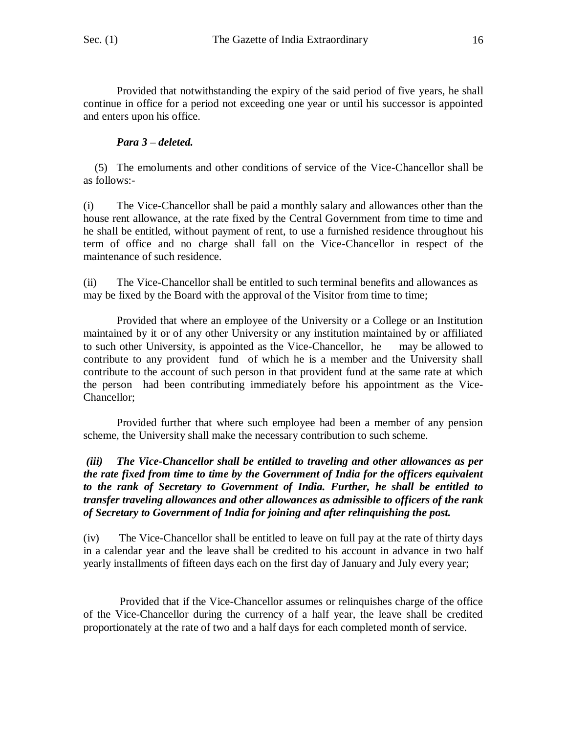Provided that notwithstanding the expiry of the said period of five years, he shall continue in office for a period not exceeding one year or until his successor is appointed and enters upon his office.

***Para 3 – deleted.***

(5) The emoluments and other conditions of service of the Vice-Chancellor shall be as follows:-

(i) The Vice-Chancellor shall be paid a monthly salary and allowances other than the house rent allowance, at the rate fixed by the Central Government from time to time and he shall be entitled, without payment of rent, to use a furnished residence throughout his term of office and no charge shall fall on the Vice-Chancellor in respect of the maintenance of such residence.

(ii) The Vice-Chancellor shall be entitled to such terminal benefits and allowances as may be fixed by the Board with the approval of the Visitor from time to time;

Provided that where an employee of the University or a College or an Institution maintained by it or of any other University or any institution maintained by or affiliated to such other University, is appointed as the Vice-Chancellor, he may be allowed to contribute to any provident fund of which he is a member and the University shall contribute to the account of such person in that provident fund at the same rate at which the person had been contributing immediately before his appointment as the Vice-Chancellor;

Provided further that where such employee had been a member of any pension scheme, the University shall make the necessary contribution to such scheme.

***(iii) The Vice-Chancellor shall be entitled to traveling and other allowances as per the rate fixed from time to time by the Government of India for the officers equivalent to the rank of Secretary to Government of India. Further, he shall be entitled to transfer traveling allowances and other allowances as admissible to officers of the rank of Secretary to Government of India for joining and after relinquishing the post.***

(iv) The Vice-Chancellor shall be entitled to leave on full pay at the rate of thirty days in a calendar year and the leave shall be credited to his account in advance in two half yearly installments of fifteen days each on the first day of January and July every year;

Provided that if the Vice-Chancellor assumes or relinquishes charge of the office of the Vice-Chancellor during the currency of a half year, the leave shall be credited proportionately at the rate of two and a half days for each completed month of service.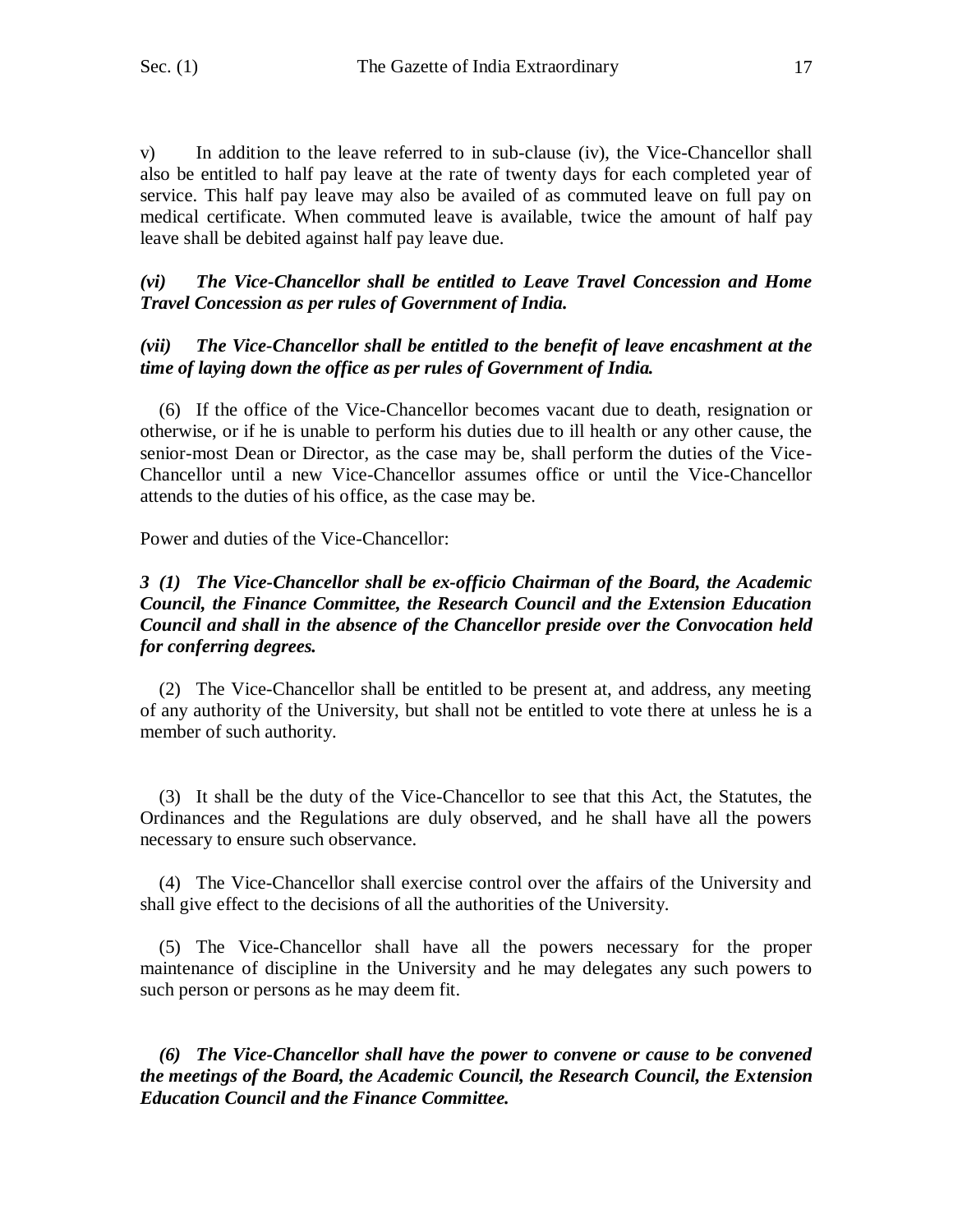v) In addition to the leave referred to in sub-clause (iv), the Vice-Chancellor shall also be entitled to half pay leave at the rate of twenty days for each completed year of service. This half pay leave may also be availed of as commuted leave on full pay on medical certificate. When commuted leave is available, twice the amount of half pay leave shall be debited against half pay leave due.

***(vi) The Vice-Chancellor shall be entitled to Leave Travel Concession and Home Travel Concession as per rules of Government of India.***

***(vii) The Vice-Chancellor shall be entitled to the benefit of leave encashment at the time of laying down the office as per rules of Government of India.***

(6) If the office of the Vice-Chancellor becomes vacant due to death, resignation or otherwise, or if he is unable to perform his duties due to ill health or any other cause, the senior-most Dean or Director, as the case may be, shall perform the duties of the Vice-Chancellor until a new Vice-Chancellor assumes office or until the Vice-Chancellor attends to the duties of his office, as the case may be.

Power and duties of the Vice-Chancellor:

***3 (1) The Vice-Chancellor shall be ex-officio Chairman of the Board, the Academic Council, the Finance Committee, the Research Council and the Extension Education Council and shall in the absence of the Chancellor preside over the Convocation held for conferring degrees.***

(2) The Vice-Chancellor shall be entitled to be present at, and address, any meeting of any authority of the University, but shall not be entitled to vote there at unless he is a member of such authority.

(3) It shall be the duty of the Vice-Chancellor to see that this Act, the Statutes, the Ordinances and the Regulations are duly observed, and he shall have all the powers necessary to ensure such observance.

(4) The Vice-Chancellor shall exercise control over the affairs of the University and shall give effect to the decisions of all the authorities of the University.

(5) The Vice-Chancellor shall have all the powers necessary for the proper maintenance of discipline in the University and he may delegates any such powers to such person or persons as he may deem fit.

***(6) The Vice-Chancellor shall have the power to convene or cause to be convened the meetings of the Board, the Academic Council, the Research Council, the Extension Education Council and the Finance Committee.***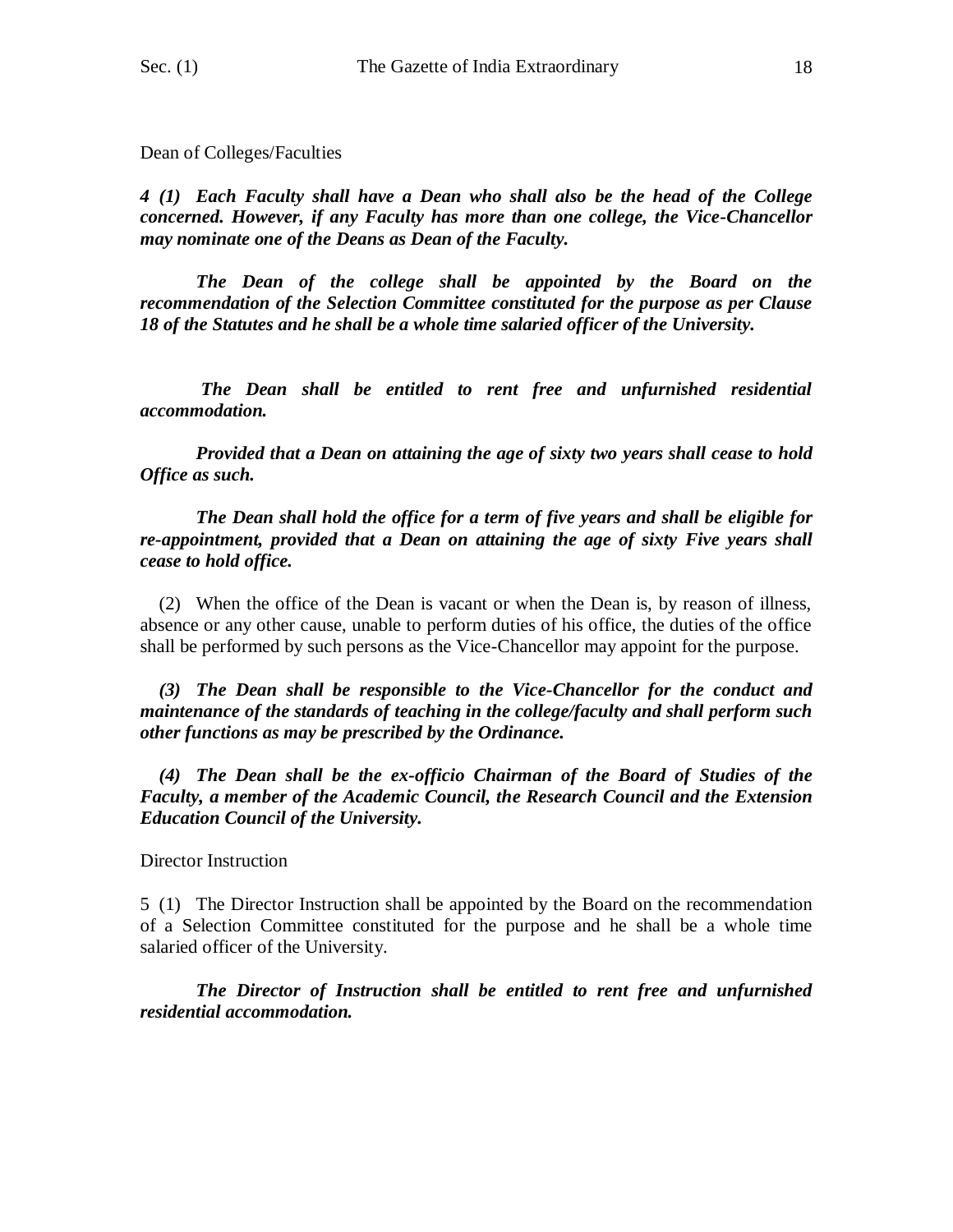Dean of Colleges/Faculties

***4 (1) Each Faculty shall have a Dean who shall also be the head of the College concerned. However, if any Faculty has more than one college, the Vice-Chancellor may nominate one of the Deans as Dean of the Faculty.***

***The Dean of the college shall be appointed by the Board on the recommendation of the Selection Committee constituted for the purpose as per Clause 18 of the Statutes and he shall be a whole time salaried officer of the University.***

***The Dean shall be entitled to rent free and unfurnished residential accommodation.***

***Provided that a Dean on attaining the age of sixty two years shall cease to hold Office as such.***

***The Dean shall hold the office for a term of five years and shall be eligible for re-appointment, provided that a Dean on attaining the age of sixty Five years shall cease to hold office.***

(2) When the office of the Dean is vacant or when the Dean is, by reason of illness, absence or any other cause, unable to perform duties of his office, the duties of the office shall be performed by such persons as the Vice-Chancellor may appoint for the purpose.

***(3) The Dean shall be responsible to the Vice-Chancellor for the conduct and maintenance of the standards of teaching in the college/faculty and shall perform such other functions as may be prescribed by the Ordinance.***

***(4) The Dean shall be the ex-officio Chairman of the Board of Studies of the Faculty, a member of the Academic Council, the Research Council and the Extension Education Council of the University.***

Director Instruction

5 (1) The Director Instruction shall be appointed by the Board on the recommendation of a Selection Committee constituted for the purpose and he shall be a whole time salaried officer of the University.

***The Director of Instruction shall be entitled to rent free and unfurnished residential accommodation.***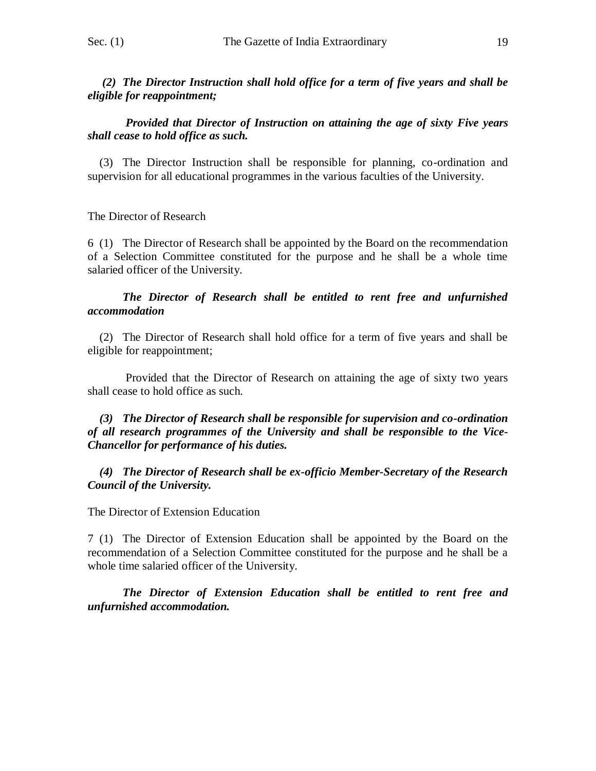***(2) The Director Instruction shall hold office for a term of five years and shall be eligible for reappointment;***

***Provided that Director of Instruction on attaining the age of sixty Five years shall cease to hold office as such.***

(3) The Director Instruction shall be responsible for planning, co-ordination and supervision for all educational programmes in the various faculties of the University.

The Director of Research

6 (1) The Director of Research shall be appointed by the Board on the recommendation of a Selection Committee constituted for the purpose and he shall be a whole time salaried officer of the University.

***The Director of Research shall be entitled to rent free and unfurnished accommodation***

(2) The Director of Research shall hold office for a term of five years and shall be eligible for reappointment;

Provided that the Director of Research on attaining the age of sixty two years shall cease to hold office as such.

***(3) The Director of Research shall be responsible for supervision and co-ordination of all research programmes of the University and shall be responsible to the Vice-Chancellor for performance of his duties.***

***(4) The Director of Research shall be ex-officio Member-Secretary of the Research Council of the University.***

The Director of Extension Education

7 (1) The Director of Extension Education shall be appointed by the Board on the recommendation of a Selection Committee constituted for the purpose and he shall be a whole time salaried officer of the University.

***The Director of Extension Education shall be entitled to rent free and unfurnished accommodation.***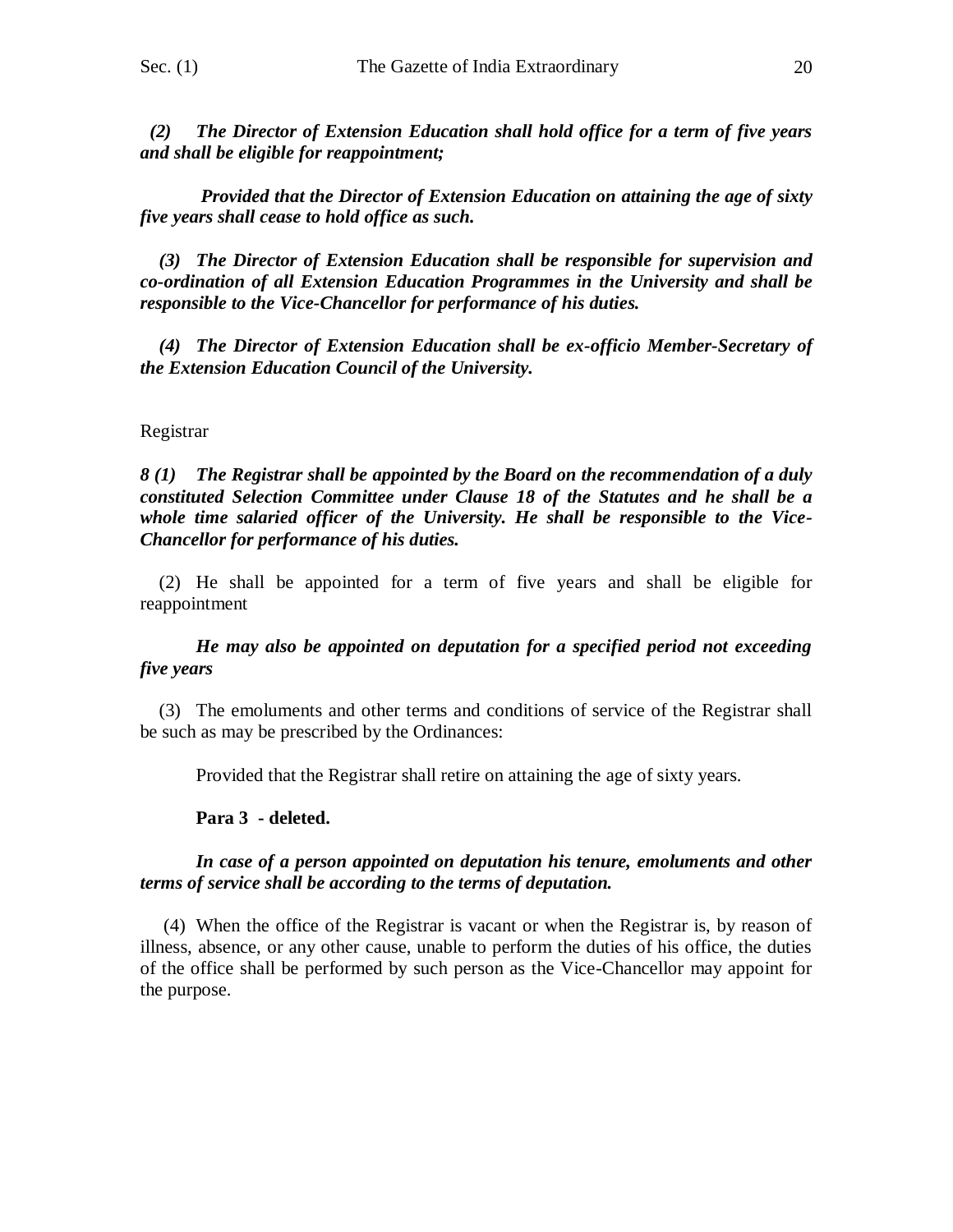***(2) The Director of Extension Education shall hold office for a term of five years and shall be eligible for reappointment;***

***Provided that the Director of Extension Education on attaining the age of sixty five years shall cease to hold office as such.***

***(3) The Director of Extension Education shall be responsible for supervision and co-ordination of all Extension Education Programmes in the University and shall be responsible to the Vice-Chancellor for performance of his duties.***

***(4) The Director of Extension Education shall be ex-officio Member-Secretary of the Extension Education Council of the University.***

Registrar

***8 (1) The Registrar shall be appointed by the Board on the recommendation of a duly constituted Selection Committee under Clause 18 of the Statutes and he shall be a whole time salaried officer of the University. He shall be responsible to the Vice-Chancellor for performance of his duties.***

(2) He shall be appointed for a term of five years and shall be eligible for reappointment

***He may also be appointed on deputation for a specified period not exceeding five years***

(3) The emoluments and other terms and conditions of service of the Registrar shall be such as may be prescribed by the Ordinances:

Provided that the Registrar shall retire on attaining the age of sixty years.

**Para 3 - deleted.**

***In case of a person appointed on deputation his tenure, emoluments and other terms of service shall be according to the terms of deputation.***

(4) When the office of the Registrar is vacant or when the Registrar is, by reason of illness, absence, or any other cause, unable to perform the duties of his office, the duties of the office shall be performed by such person as the Vice-Chancellor may appoint for the purpose.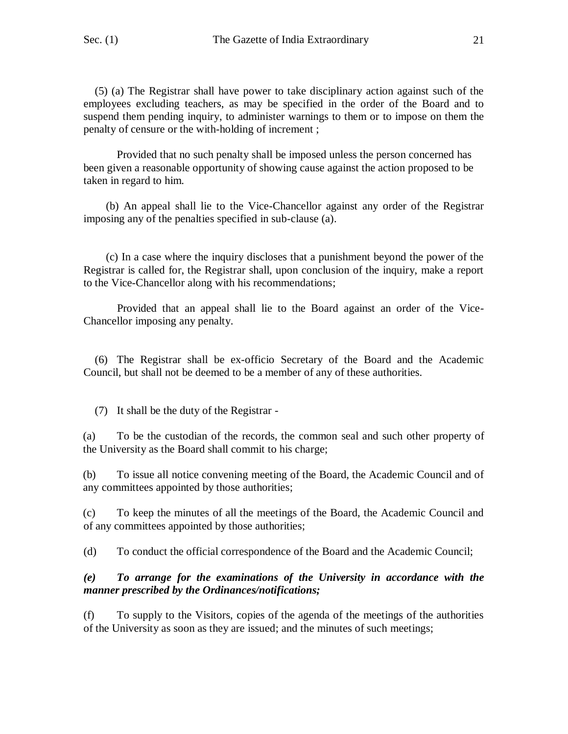(5) (a) The Registrar shall have power to take disciplinary action against such of the employees excluding teachers, as may be specified in the order of the Board and to suspend them pending inquiry, to administer warnings to them or to impose on them the penalty of censure or the with-holding of increment ;

Provided that no such penalty shall be imposed unless the person concerned has been given a reasonable opportunity of showing cause against the action proposed to be taken in regard to him.

(b) An appeal shall lie to the Vice-Chancellor against any order of the Registrar imposing any of the penalties specified in sub-clause (a).

(c) In a case where the inquiry discloses that a punishment beyond the power of the Registrar is called for, the Registrar shall, upon conclusion of the inquiry, make a report to the Vice-Chancellor along with his recommendations;

Provided that an appeal shall lie to the Board against an order of the Vice-Chancellor imposing any penalty.

(6) The Registrar shall be ex-officio Secretary of the Board and the Academic Council, but shall not be deemed to be a member of any of these authorities.

(7) It shall be the duty of the Registrar -

(a) To be the custodian of the records, the common seal and such other property of the University as the Board shall commit to his charge;

(b) To issue all notice convening meeting of the Board, the Academic Council and of any committees appointed by those authorities;

(c) To keep the minutes of all the meetings of the Board, the Academic Council and of any committees appointed by those authorities;

(d) To conduct the official correspondence of the Board and the Academic Council;

***(e) To arrange for the examinations of the University in accordance with the manner prescribed by the Ordinances/notifications;***

(f) To supply to the Visitors, copies of the agenda of the meetings of the authorities of the University as soon as they are issued; and the minutes of such meetings;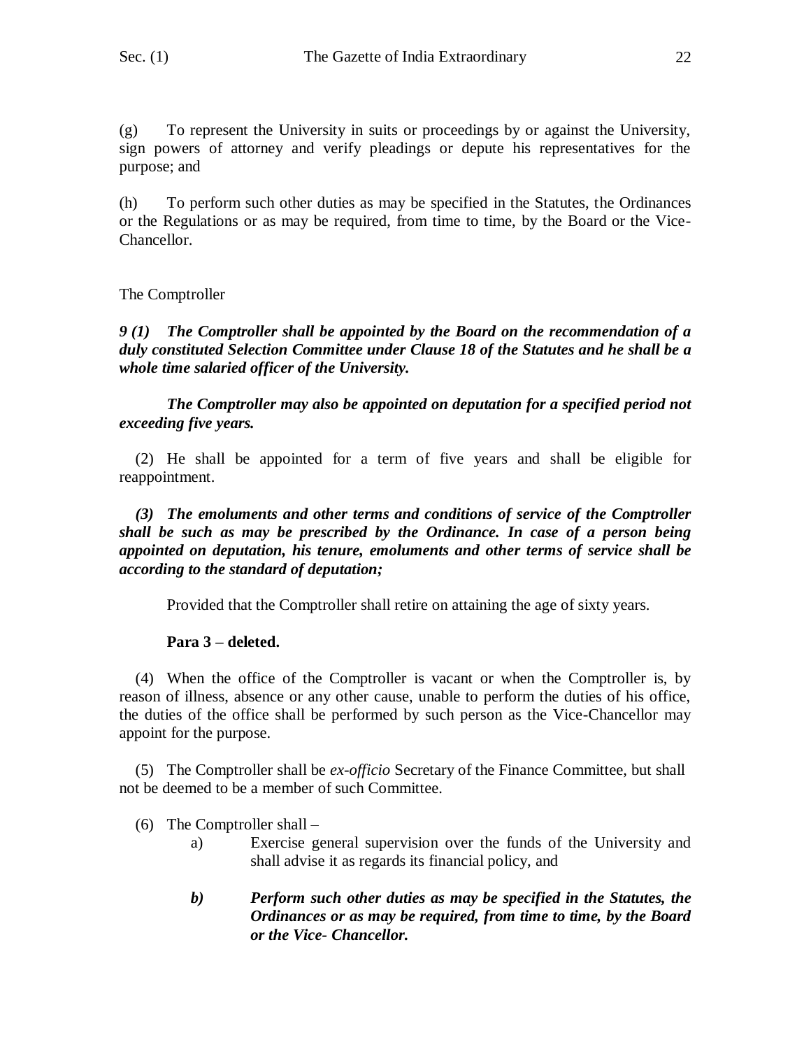(g) To represent the University in suits or proceedings by or against the University, sign powers of attorney and verify pleadings or depute his representatives for the purpose; and

(h) To perform such other duties as may be specified in the Statutes, the Ordinances or the Regulations or as may be required, from time to time, by the Board or the Vice-Chancellor.

The Comptroller

***9 (1) The Comptroller shall be appointed by the Board on the recommendation of a duly constituted Selection Committee under Clause 18 of the Statutes and he shall be a whole time salaried officer of the University.***

***The Comptroller may also be appointed on deputation for a specified period not exceeding five years.***

(2) He shall be appointed for a term of five years and shall be eligible for reappointment.

***(3) The emoluments and other terms and conditions of service of the Comptroller shall be such as may be prescribed by the Ordinance. In case of a person being appointed on deputation, his tenure, emoluments and other terms of service shall be according to the standard of deputation;***

Provided that the Comptroller shall retire on attaining the age of sixty years.

**Para 3 – deleted.**

(4) When the office of the Comptroller is vacant or when the Comptroller is, by reason of illness, absence or any other cause, unable to perform the duties of his office, the duties of the office shall be performed by such person as the Vice-Chancellor may appoint for the purpose.

(5) The Comptroller shall be *ex-officio* Secretary of the Finance Committee, but shall not be deemed to be a member of such Committee.

(6) The Comptroller shall –

a) Exercise general supervision over the funds of the University and shall advise it as regards its financial policy, and

***b) Perform such other duties as may be specified in the Statutes, the Ordinances or as may be required, from time to time, by the Board or the Vice- Chancellor.***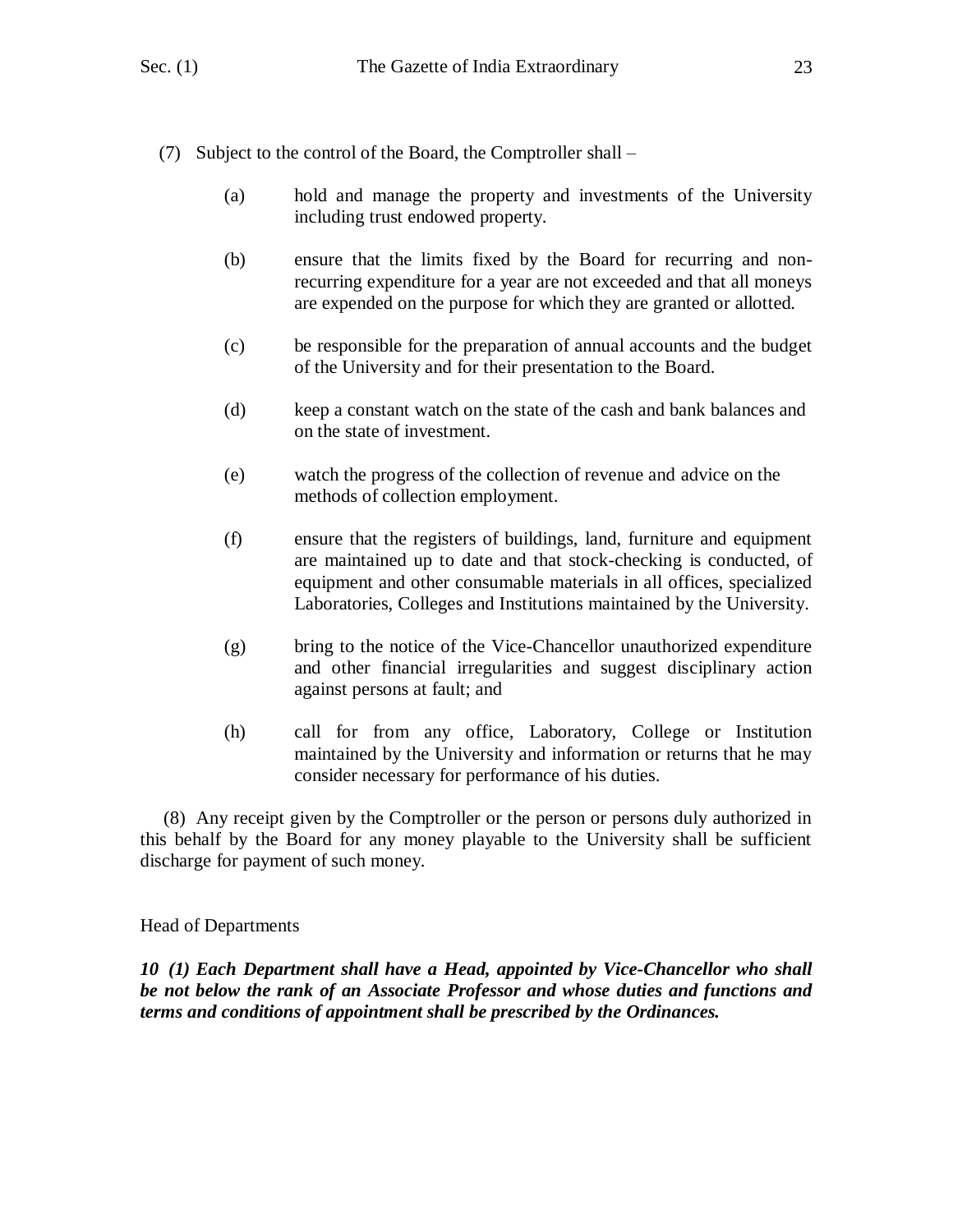(7) Subject to the control of the Board, the Comptroller shall –

(a) hold and manage the property and investments of the University including trust endowed property.

(b) ensure that the limits fixed by the Board for recurring and non-recurring expenditure for a year are not exceeded and that all moneys are expended on the purpose for which they are granted or allotted.

(c) be responsible for the preparation of annual accounts and the budget of the University and for their presentation to the Board.

(d) keep a constant watch on the state of the cash and bank balances and on the state of investment.

(e) watch the progress of the collection of revenue and advice on the methods of collection employment.

(f) ensure that the registers of buildings, land, furniture and equipment are maintained up to date and that stock-checking is conducted, of equipment and other consumable materials in all offices, specialized Laboratories, Colleges and Institutions maintained by the University.

(g) bring to the notice of the Vice-Chancellor unauthorized expenditure and other financial irregularities and suggest disciplinary action against persons at fault; and

(h) call for from any office, Laboratory, College or Institution maintained by the University and information or returns that he may consider necessary for performance of his duties.

(8) Any receipt given by the Comptroller or the person or persons duly authorized in this behalf by the Board for any money playable to the University shall be sufficient discharge for payment of such money.

Head of Departments

***10 (1) Each Department shall have a Head, appointed by Vice-Chancellor who shall be not below the rank of an Associate Professor and whose duties and functions and terms and conditions of appointment shall be prescribed by the Ordinances.***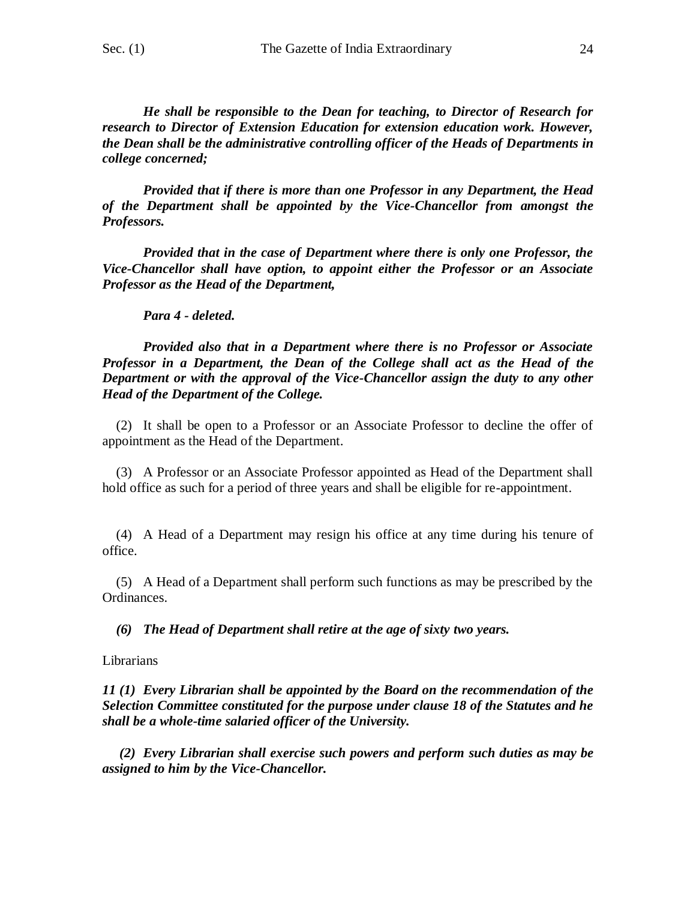***He shall be responsible to the Dean for teaching, to Director of Research for research to Director of Extension Education for extension education work. However, the Dean shall be the administrative controlling officer of the Heads of Departments in college concerned;***

***Provided that if there is more than one Professor in any Department, the Head of the Department shall be appointed by the Vice-Chancellor from amongst the Professors.***

***Provided that in the case of Department where there is only one Professor, the Vice-Chancellor shall have option, to appoint either the Professor or an Associate Professor as the Head of the Department,***

***Para 4 - deleted.***

***Provided also that in a Department where there is no Professor or Associate Professor in a Department, the Dean of the College shall act as the Head of the Department or with the approval of the Vice-Chancellor assign the duty to any other Head of the Department of the College.***

(2) It shall be open to a Professor or an Associate Professor to decline the offer of appointment as the Head of the Department.

(3) A Professor or an Associate Professor appointed as Head of the Department shall hold office as such for a period of three years and shall be eligible for re-appointment.

(4) A Head of a Department may resign his office at any time during his tenure of office.

(5) A Head of a Department shall perform such functions as may be prescribed by the Ordinances.

***(6) The Head of Department shall retire at the age of sixty two years.***

Librarians

***11 (1) Every Librarian shall be appointed by the Board on the recommendation of the Selection Committee constituted for the purpose under clause 18 of the Statutes and he shall be a whole-time salaried officer of the University.***

***(2) Every Librarian shall exercise such powers and perform such duties as may be assigned to him by the Vice-Chancellor.***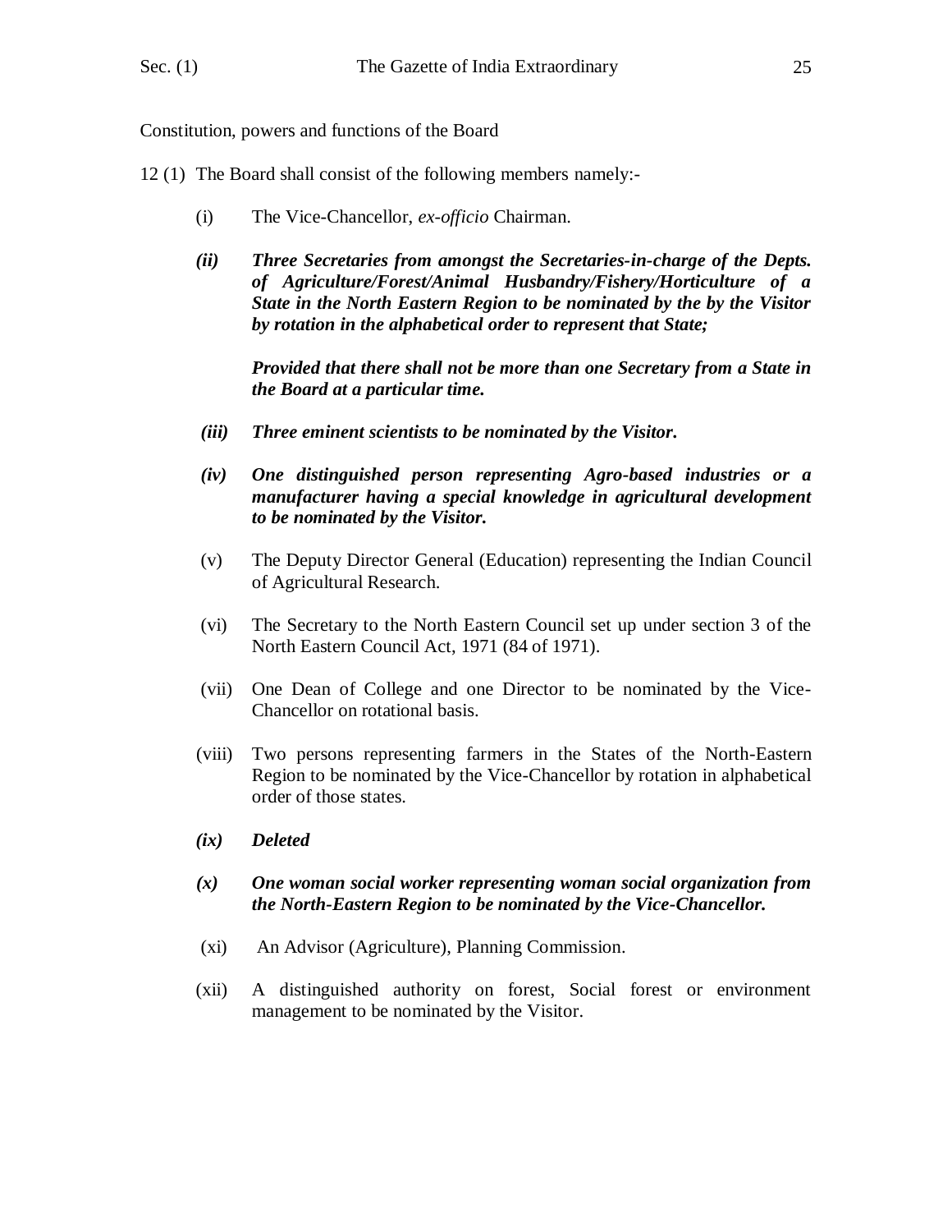Constitution, powers and functions of the Board

12 (1) The Board shall consist of the following members namely:-

(i) The Vice-Chancellor, *ex-officio* Chairman.

***(ii) Three Secretaries from amongst the Secretaries-in-charge of the Depts. of Agriculture/Forest/Animal Husbandry/Fishery/Horticulture of a State in the North Eastern Region to be nominated by the by the Visitor by rotation in the alphabetical order to represent that State;***

***Provided that there shall not be more than one Secretary from a State in the Board at a particular time.***

***(iii) Three eminent scientists to be nominated by the Visitor.***

***(iv) One distinguished person representing Agro-based industries or a manufacturer having a special knowledge in agricultural development to be nominated by the Visitor.***

(v) The Deputy Director General (Education) representing the Indian Council of Agricultural Research.

(vi) The Secretary to the North Eastern Council set up under section 3 of the North Eastern Council Act, 1971 (84 of 1971).

(vii) One Dean of College and one Director to be nominated by the Vice-Chancellor on rotational basis.

(viii) Two persons representing farmers in the States of the North-Eastern Region to be nominated by the Vice-Chancellor by rotation in alphabetical order of those states.

***(ix) Deleted***

***(x) One woman social worker representing woman social organization from the North-Eastern Region to be nominated by the Vice-Chancellor.***

(xi) An Advisor (Agriculture), Planning Commission.

(xii) A distinguished authority on forest, Social forest or environment management to be nominated by the Visitor.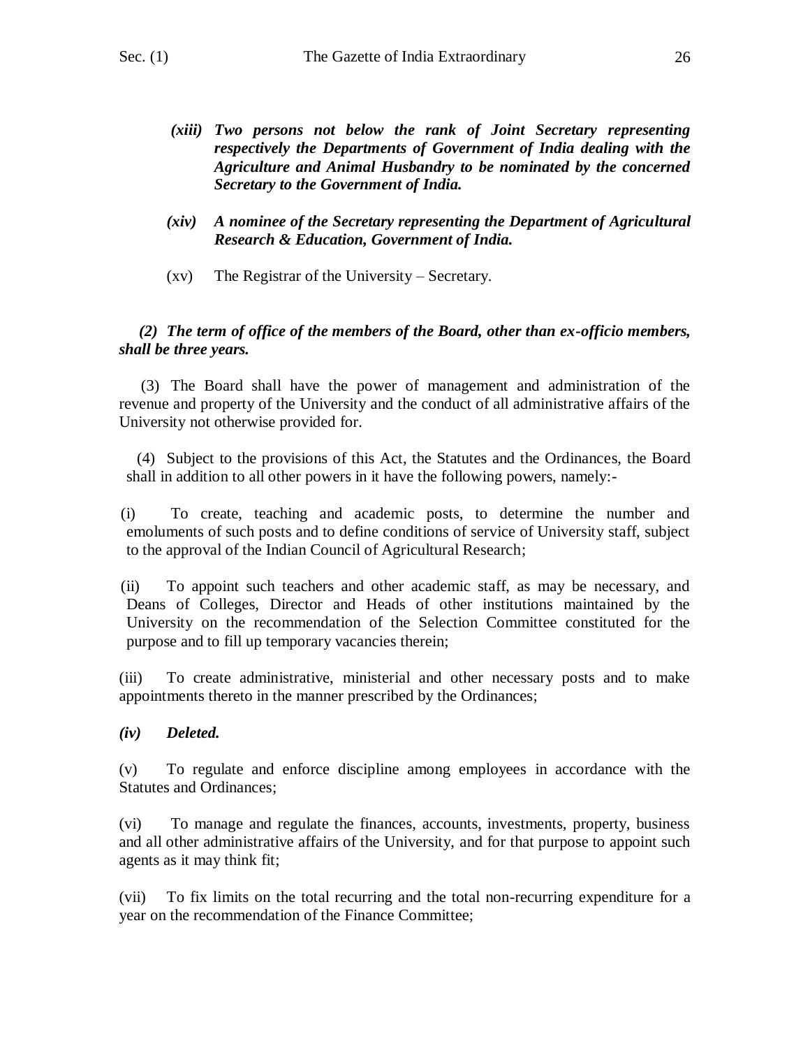*(xiii) **Two persons not below the rank of Joint Secretary representing respectively the Departments of Government of India dealing with the Agriculture and Animal Husbandry to be nominated by the concerned Secretary to the Government of India.***

*(xiv) **A nominee of the Secretary representing the Department of Agricultural Research & Education, Government of India.***

(xv) The Registrar of the University – Secretary.

***(2) The term of office of the members of the Board, other than ex-officio members, shall be three years.***

(3) The Board shall have the power of management and administration of the revenue and property of the University and the conduct of all administrative affairs of the University not otherwise provided for.

(4) Subject to the provisions of this Act, the Statutes and the Ordinances, the Board shall in addition to all other powers in it have the following powers, namely:-

(i) To create, teaching and academic posts, to determine the number and emoluments of such posts and to define conditions of service of University staff, subject to the approval of the Indian Council of Agricultural Research;

(ii) To appoint such teachers and other academic staff, as may be necessary, and Deans of Colleges, Director and Heads of other institutions maintained by the University on the recommendation of the Selection Committee constituted for the purpose and to fill up temporary vacancies therein;

(iii) To create administrative, ministerial and other necessary posts and to make appointments thereto in the manner prescribed by the Ordinances;

***(iv) Deleted.***

(v) To regulate and enforce discipline among employees in accordance with the Statutes and Ordinances;

(vi) To manage and regulate the finances, accounts, investments, property, business and all other administrative affairs of the University, and for that purpose to appoint such agents as it may think fit;

(vii) To fix limits on the total recurring and the total non-recurring expenditure for a year on the recommendation of the Finance Committee;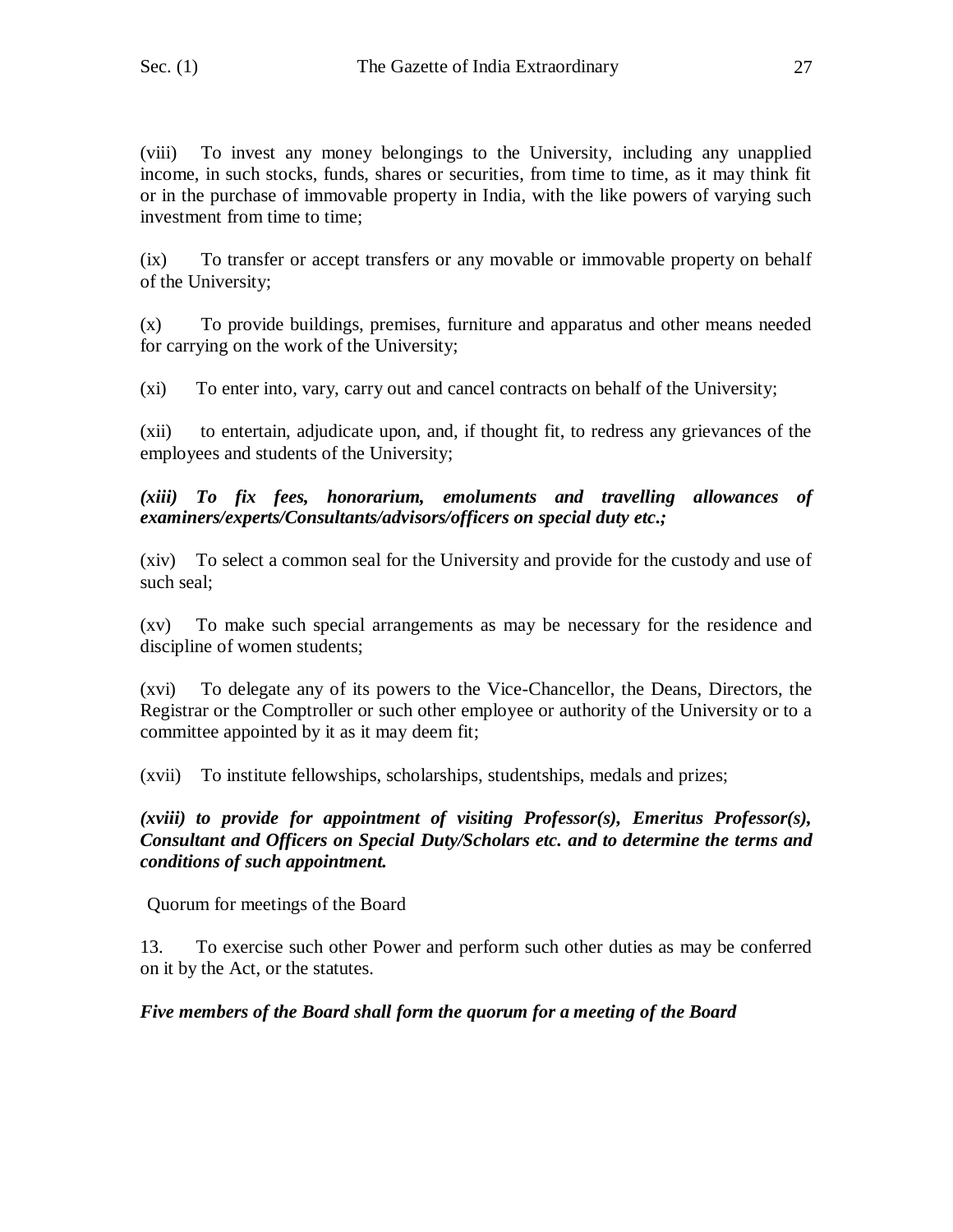(viii) To invest any money belongings to the University, including any unapplied income, in such stocks, funds, shares or securities, from time to time, as it may think fit or in the purchase of immovable property in India, with the like powers of varying such investment from time to time;

(ix) To transfer or accept transfers or any movable or immovable property on behalf of the University;

(x) To provide buildings, premises, furniture and apparatus and other means needed for carrying on the work of the University;

(xi) To enter into, vary, carry out and cancel contracts on behalf of the University;

(xii) to entertain, adjudicate upon, and, if thought fit, to redress any grievances of the employees and students of the University;

***(xiii) To fix fees, honorarium, emoluments and travelling allowances of examiners/experts/Consultants/advisors/officers on special duty etc.;***

(xiv) To select a common seal for the University and provide for the custody and use of such seal;

(xv) To make such special arrangements as may be necessary for the residence and discipline of women students;

(xvi) To delegate any of its powers to the Vice-Chancellor, the Deans, Directors, the Registrar or the Comptroller or such other employee or authority of the University or to a committee appointed by it as it may deem fit;

(xvii) To institute fellowships, scholarships, studentships, medals and prizes;

***(xviii) to provide for appointment of visiting Professor(s), Emeritus Professor(s), Consultant and Officers on Special Duty/Scholars etc. and to determine the terms and conditions of such appointment.***

Quorum for meetings of the Board

13. To exercise such other Power and perform such other duties as may be conferred on it by the Act, or the statutes.

***Five members of the Board shall form the quorum for a meeting of the Board***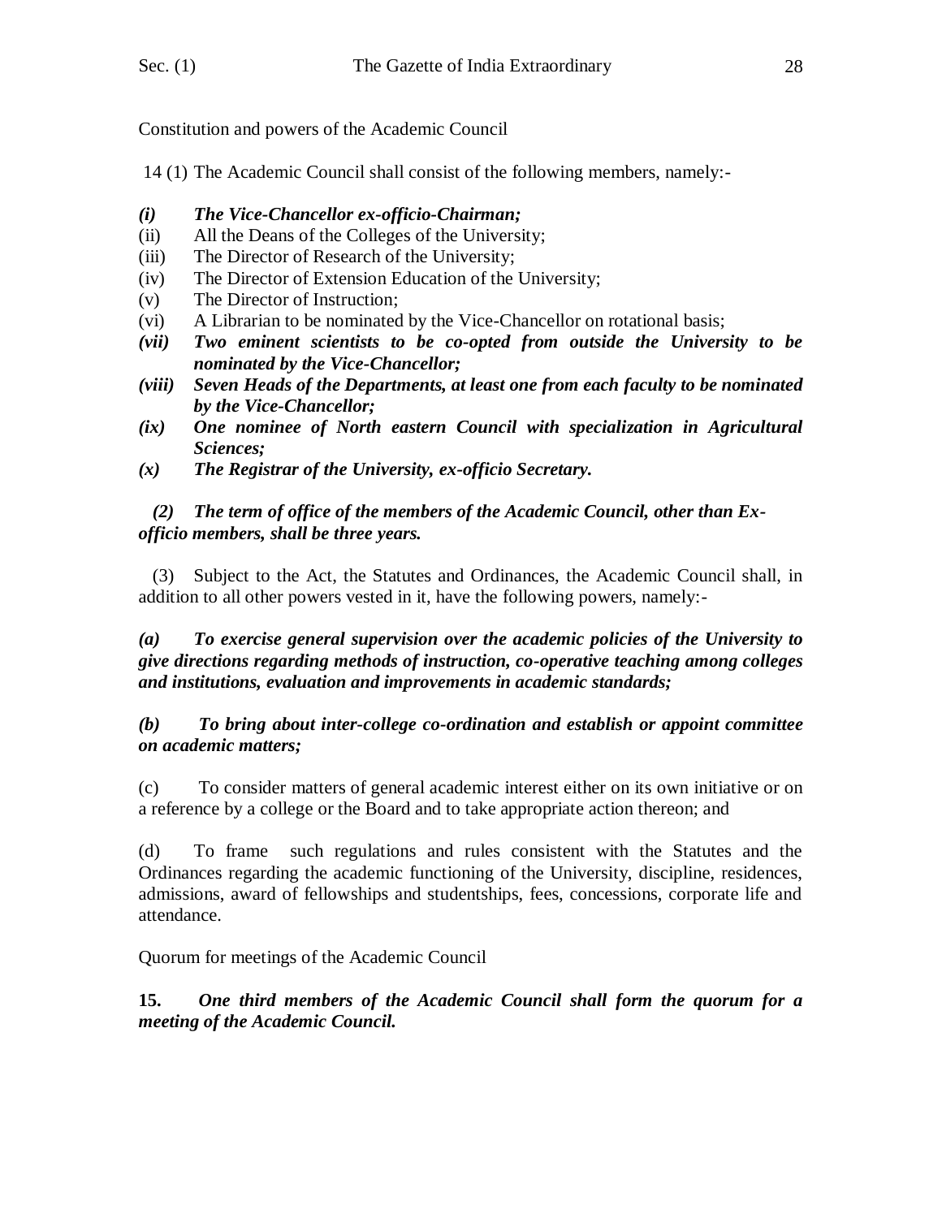Constitution and powers of the Academic Council

14 (1) The Academic Council shall consist of the following members, namely:-

***(i) The Vice-Chancellor ex-officio-Chairman;***
(ii) All the Deans of the Colleges of the University;
(iii) The Director of Research of the University;
(iv) The Director of Extension Education of the University;
(v) The Director of Instruction;
(vi) A Librarian to be nominated by the Vice-Chancellor on rotational basis;
***(vii) Two eminent scientists to be co-opted from outside the University to be nominated by the Vice-Chancellor;***
***(viii) Seven Heads of the Departments, at least one from each faculty to be nominated by the Vice-Chancellor;***
***(ix) One nominee of North eastern Council with specialization in Agricultural Sciences;***
***(x) The Registrar of the University, ex-officio Secretary.***

***(2) The term of office of the members of the Academic Council, other than Ex-officio members, shall be three years.***

(3) Subject to the Act, the Statutes and Ordinances, the Academic Council shall, in addition to all other powers vested in it, have the following powers, namely:-

***(a) To exercise general supervision over the academic policies of the University to give directions regarding methods of instruction, co-operative teaching among colleges and institutions, evaluation and improvements in academic standards;***

***(b) To bring about inter-college co-ordination and establish or appoint committee on academic matters;***

(c) To consider matters of general academic interest either on its own initiative or on a reference by a college or the Board and to take appropriate action thereon; and

(d) To frame such regulations and rules consistent with the Statutes and the Ordinances regarding the academic functioning of the University, discipline, residences, admissions, award of fellowships and studentships, fees, concessions, corporate life and attendance.

Quorum for meetings of the Academic Council

**15.** ***One third members of the Academic Council shall form the quorum for a meeting of the Academic Council.***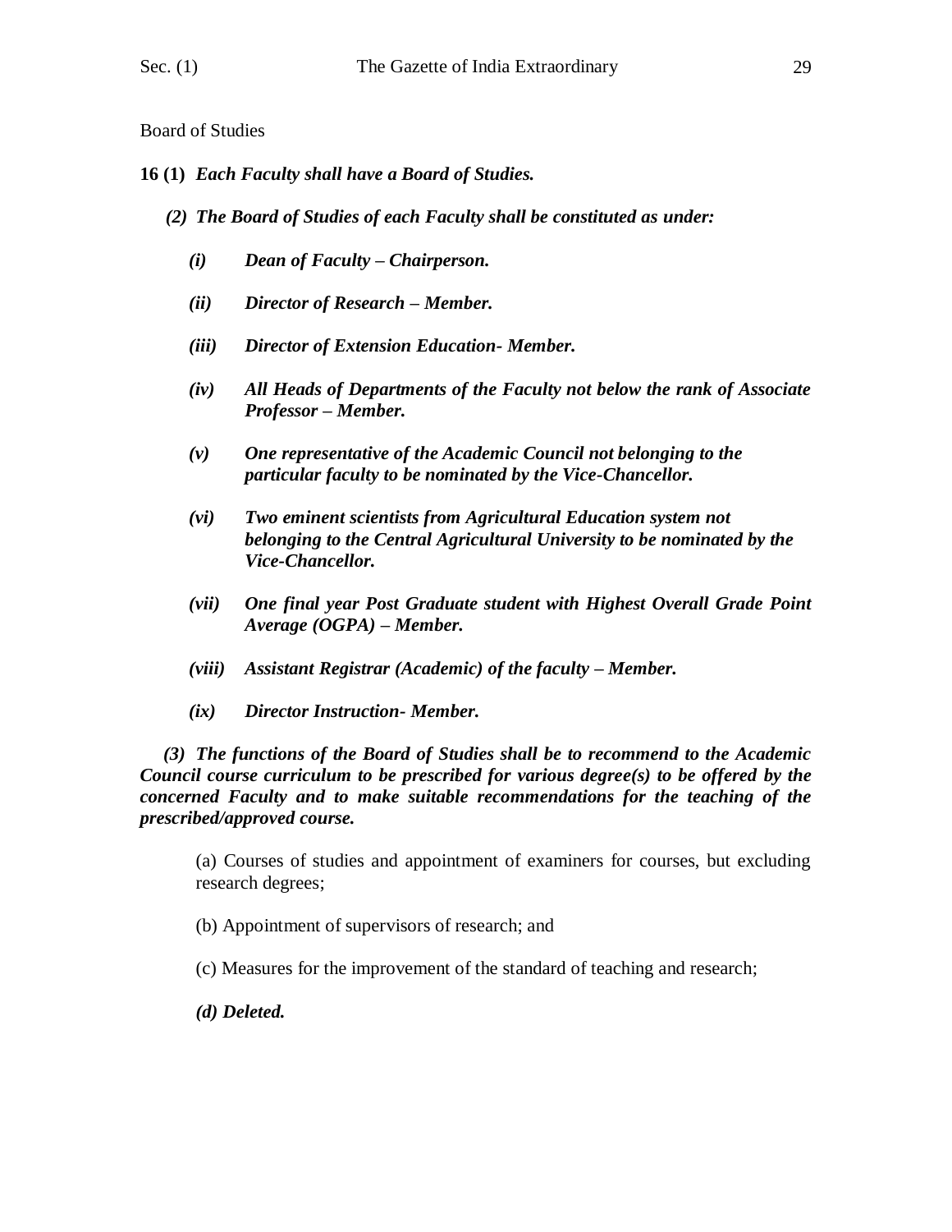Board of Studies

**16 (1)** ***Each Faculty shall have a Board of Studies.***

***(2) The Board of Studies of each Faculty shall be constituted as under:***

***(i) Dean of Faculty – Chairperson.***

***(ii) Director of Research – Member.***

***(iii) Director of Extension Education- Member.***

***(iv) All Heads of Departments of the Faculty not below the rank of Associate Professor – Member.***

***(v) One representative of the Academic Council not belonging to the particular faculty to be nominated by the Vice-Chancellor.***

***(vi) Two eminent scientists from Agricultural Education system not belonging to the Central Agricultural University to be nominated by the Vice-Chancellor.***

***(vii) One final year Post Graduate student with Highest Overall Grade Point Average (OGPA) – Member.***

***(viii) Assistant Registrar (Academic) of the faculty – Member.***

***(ix) Director Instruction- Member.***

***(3) The functions of the Board of Studies shall be to recommend to the Academic Council course curriculum to be prescribed for various degree(s) to be offered by the concerned Faculty and to make suitable recommendations for the teaching of the prescribed/approved course.***

(a) Courses of studies and appointment of examiners for courses, but excluding research degrees;

(b) Appointment of supervisors of research; and

(c) Measures for the improvement of the standard of teaching and research;

***(d) Deleted.***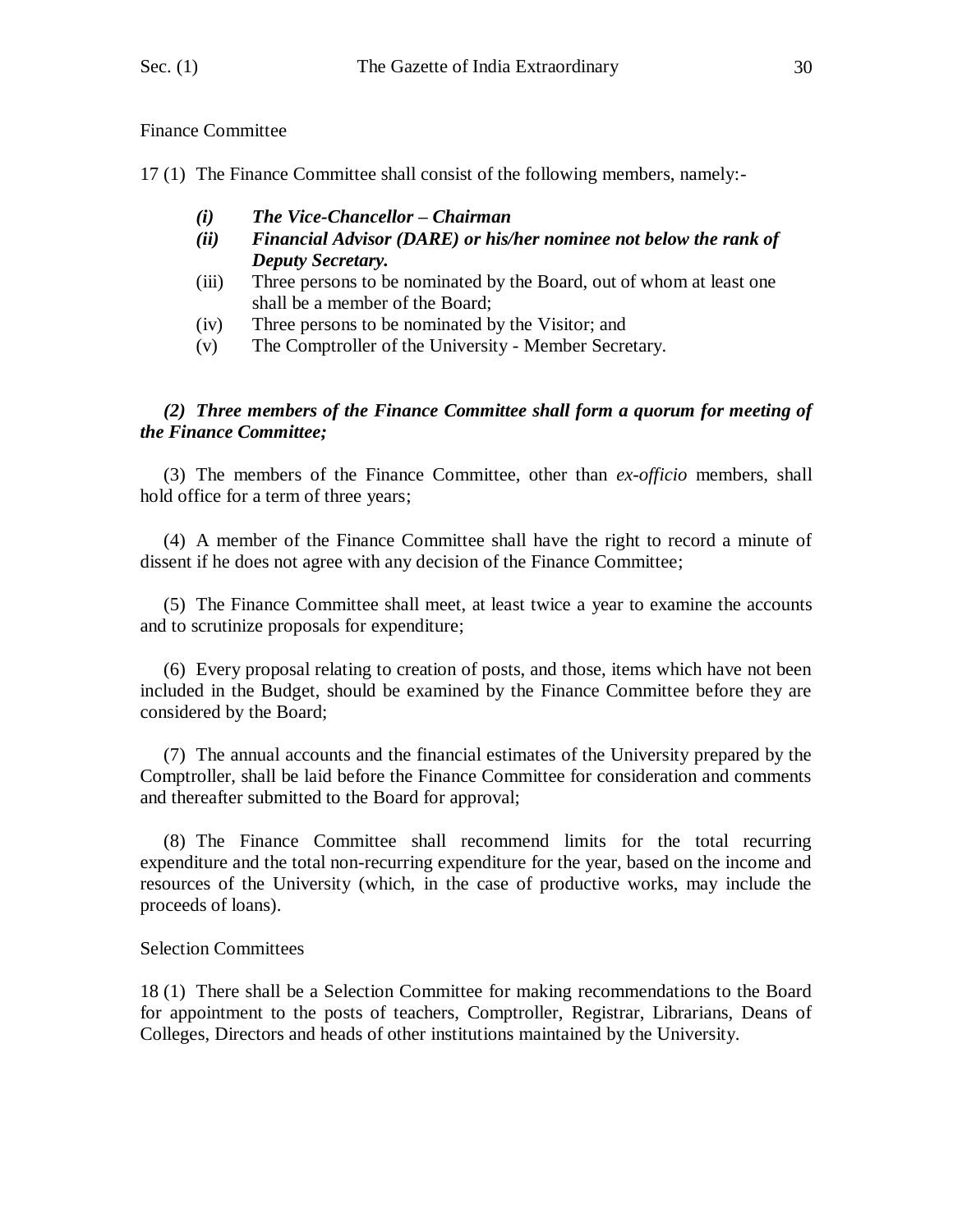Finance Committee

17 (1) The Finance Committee shall consist of the following members, namely:-

- ***(i) The Vice-Chancellor – Chairman***
- ***(ii) Financial Advisor (DARE) or his/her nominee not below the rank of Deputy Secretary.***
- (iii) Three persons to be nominated by the Board, out of whom at least one shall be a member of the Board;
- (iv) Three persons to be nominated by the Visitor; and
- (v) The Comptroller of the University - Member Secretary.

***(2) Three members of the Finance Committee shall form a quorum for meeting of the Finance Committee;***

(3) The members of the Finance Committee, other than *ex-officio* members, shall hold office for a term of three years;

(4) A member of the Finance Committee shall have the right to record a minute of dissent if he does not agree with any decision of the Finance Committee;

(5) The Finance Committee shall meet, at least twice a year to examine the accounts and to scrutinize proposals for expenditure;

(6) Every proposal relating to creation of posts, and those, items which have not been included in the Budget, should be examined by the Finance Committee before they are considered by the Board;

(7) The annual accounts and the financial estimates of the University prepared by the Comptroller, shall be laid before the Finance Committee for consideration and comments and thereafter submitted to the Board for approval;

(8) The Finance Committee shall recommend limits for the total recurring expenditure and the total non-recurring expenditure for the year, based on the income and resources of the University (which, in the case of productive works, may include the proceeds of loans).

Selection Committees

18 (1) There shall be a Selection Committee for making recommendations to the Board for appointment to the posts of teachers, Comptroller, Registrar, Librarians, Deans of Colleges, Directors and heads of other institutions maintained by the University.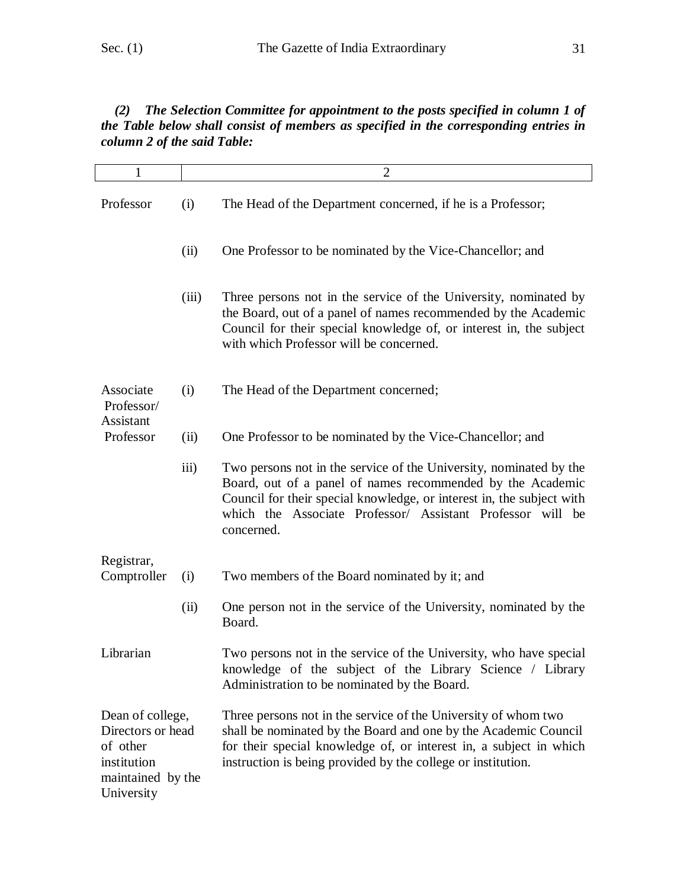***(2) The Selection Committee for appointment to the posts specified in column 1 of the Table below shall consist of members as specified in the corresponding entries in column 2 of the said Table:***

| 1 | 2 | |
|---|---|---|
| Professor | (i) | The Head of the Department concerned, if he is a Professor; |
| | (ii) | One Professor to be nominated by the Vice-Chancellor; and |
| | (iii) | Three persons not in the service of the University, nominated by the Board, out of a panel of names recommended by the Academic Council for their special knowledge of, or interest in, the subject with which Professor will be concerned. |
| Associate Professor/ Assistant Professor | (i) | The Head of the Department concerned; |
| | (ii) | One Professor to be nominated by the Vice-Chancellor; and |
| | iii) | Two persons not in the service of the University, nominated by the Board, out of a panel of names recommended by the Academic Council for their special knowledge, or interest in, the subject with which the Associate Professor/ Assistant Professor will be concerned. |
| Registrar, Comptroller | (i) | Two members of the Board nominated by it; and |
| | (ii) | One person not in the service of the University, nominated by the Board. |
| Librarian | | Two persons not in the service of the University, who have special knowledge of the subject of the Library Science / Library Administration to be nominated by the Board. |
| Dean of college, Directors or head of other institution maintained by the University | | Three persons not in the service of the University of whom two shall be nominated by the Board and one by the Academic Council for their special knowledge of, or interest in, a subject in which instruction is being provided by the college or institution. |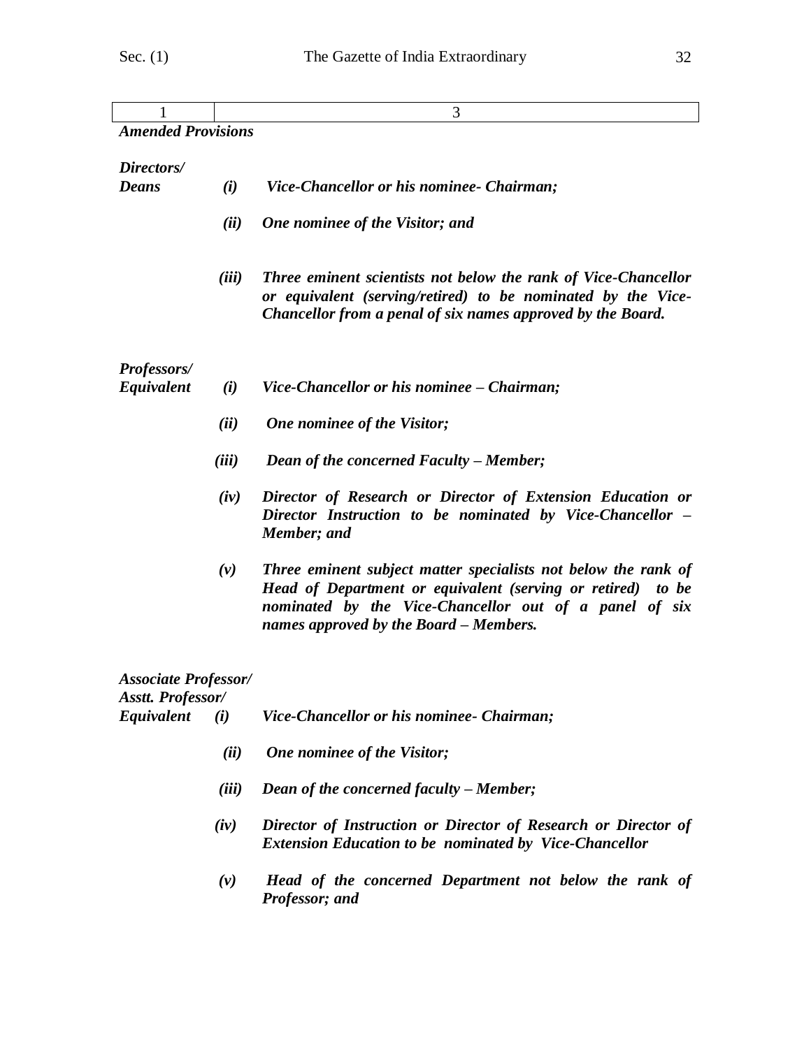| 1 | 3 |
| --- | --- |

***Amended Provisions***

***Directors/ Deans***

*(i)* ***Vice-Chancellor or his nominee- Chairman;***

*(ii)* ***One nominee of the Visitor; and***

*(iii)* ***Three eminent scientists not below the rank of Vice-Chancellor or equivalent (serving/retired) to be nominated by the Vice-Chancellor from a penal of six names approved by the Board.***

***Professors/ Equivalent***

*(i)* ***Vice-Chancellor or his nominee – Chairman;***

*(ii)* ***One nominee of the Visitor;***

*(iii)* ***Dean of the concerned Faculty – Member;***

*(iv)* ***Director of Research or Director of Extension Education or Director Instruction to be nominated by Vice-Chancellor – Member; and***

*(v)* ***Three eminent subject matter specialists not below the rank of Head of Department or equivalent (serving or retired) to be nominated by the Vice-Chancellor out of a panel of six names approved by the Board – Members.***

***Associate Professor/ Asstt. Professor/ Equivalent***

*(i)* ***Vice-Chancellor or his nominee- Chairman;***

*(ii)* ***One nominee of the Visitor;***

*(iii)* ***Dean of the concerned faculty – Member;***

*(iv)* ***Director of Instruction or Director of Research or Director of Extension Education to be nominated by Vice-Chancellor***

*(v)* ***Head of the concerned Department not below the rank of Professor; and***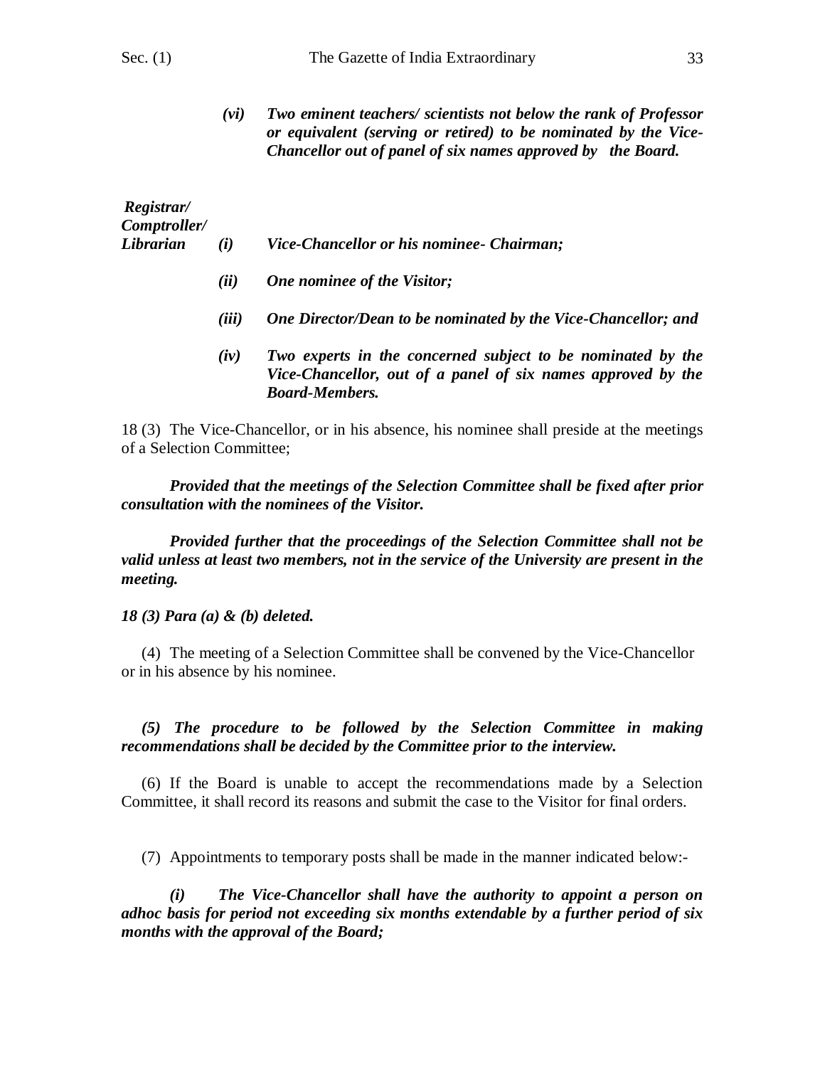*(vi) Two eminent teachers/ scientists not below the rank of Professor or equivalent (serving or retired) to be nominated by the Vice-Chancellor out of panel of six names approved by the Board.*

***Registrar/ Comptroller/ Librarian***

*(i) Vice-Chancellor or his nominee- Chairman;*

*(ii) One nominee of the Visitor;*

*(iii) One Director/Dean to be nominated by the Vice-Chancellor; and*

*(iv) Two experts in the concerned subject to be nominated by the Vice-Chancellor, out of a panel of six names approved by the Board-Members.*

18 (3) The Vice-Chancellor, or in his absence, his nominee shall preside at the meetings of a Selection Committee;

***Provided that the meetings of the Selection Committee shall be fixed after prior consultation with the nominees of the Visitor.***

***Provided further that the proceedings of the Selection Committee shall not be valid unless at least two members, not in the service of the University are present in the meeting.***

***18 (3) Para (a) & (b) deleted.***

(4) The meeting of a Selection Committee shall be convened by the Vice-Chancellor or in his absence by his nominee.

***(5) The procedure to be followed by the Selection Committee in making recommendations shall be decided by the Committee prior to the interview.***

(6) If the Board is unable to accept the recommendations made by a Selection Committee, it shall record its reasons and submit the case to the Visitor for final orders.

(7) Appointments to temporary posts shall be made in the manner indicated below:-

***(i) The Vice-Chancellor shall have the authority to appoint a person on adhoc basis for period not exceeding six months extendable by a further period of six months with the approval of the Board;***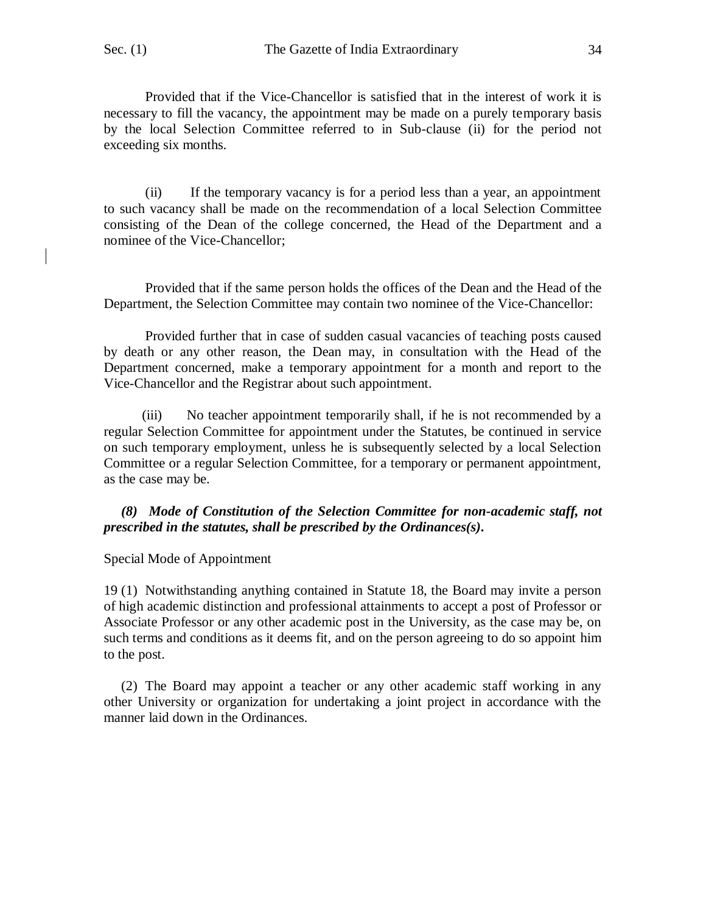Provided that if the Vice-Chancellor is satisfied that in the interest of work it is necessary to fill the vacancy, the appointment may be made on a purely temporary basis by the local Selection Committee referred to in Sub-clause (ii) for the period not exceeding six months.

(ii) If the temporary vacancy is for a period less than a year, an appointment to such vacancy shall be made on the recommendation of a local Selection Committee consisting of the Dean of the college concerned, the Head of the Department and a nominee of the Vice-Chancellor;

Provided that if the same person holds the offices of the Dean and the Head of the Department, the Selection Committee may contain two nominee of the Vice-Chancellor:

Provided further that in case of sudden casual vacancies of teaching posts caused by death or any other reason, the Dean may, in consultation with the Head of the Department concerned, make a temporary appointment for a month and report to the Vice-Chancellor and the Registrar about such appointment.

(iii) No teacher appointment temporarily shall, if he is not recommended by a regular Selection Committee for appointment under the Statutes, be continued in service on such temporary employment, unless he is subsequently selected by a local Selection Committee or a regular Selection Committee, for a temporary or permanent appointment, as the case may be.

***(8) Mode of Constitution of the Selection Committee for non-academic staff, not prescribed in the statutes, shall be prescribed by the Ordinances(s).***

Special Mode of Appointment

19 (1) Notwithstanding anything contained in Statute 18, the Board may invite a person of high academic distinction and professional attainments to accept a post of Professor or Associate Professor or any other academic post in the University, as the case may be, on such terms and conditions as it deems fit, and on the person agreeing to do so appoint him to the post.

(2) The Board may appoint a teacher or any other academic staff working in any other University or organization for undertaking a joint project in accordance with the manner laid down in the Ordinances.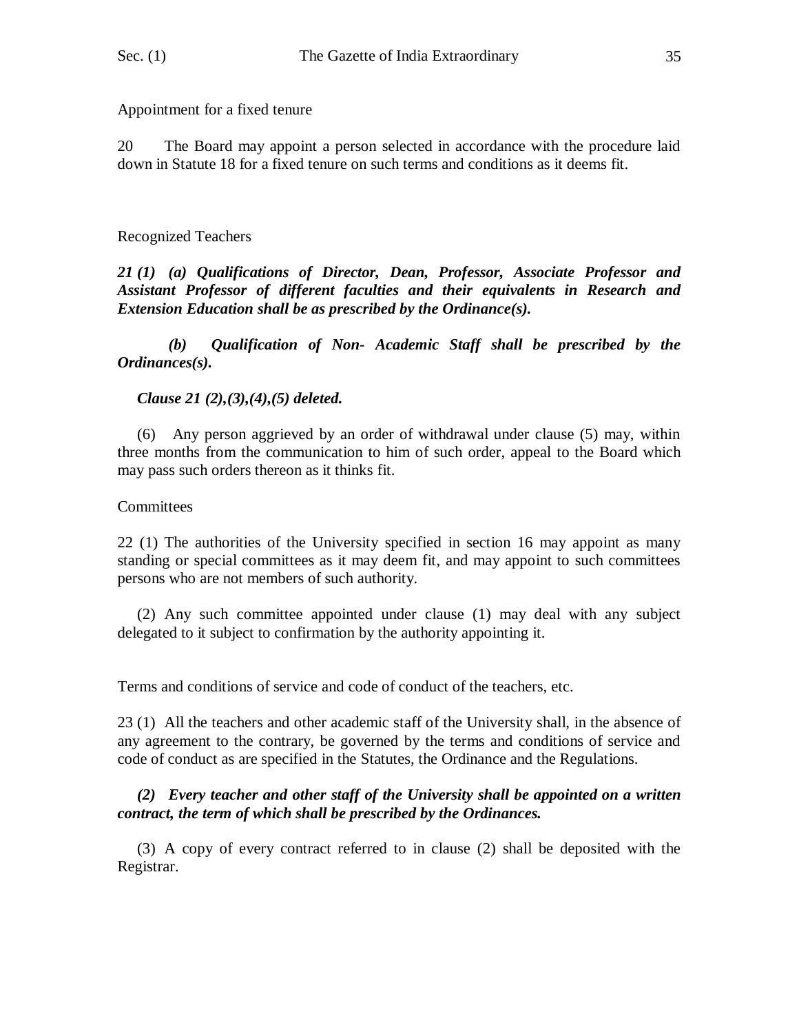Appointment for a fixed tenure

20 The Board may appoint a person selected in accordance with the procedure laid down in Statute 18 for a fixed tenure on such terms and conditions as it deems fit.

Recognized Teachers

***21 (1) (a) Qualifications of Director, Dean, Professor, Associate Professor and Assistant Professor of different faculties and their equivalents in Research and Extension Education shall be as prescribed by the Ordinance(s).***

***(b) Qualification of Non- Academic Staff shall be prescribed by the Ordinances(s).***

***Clause 21 (2),(3),(4),(5) deleted.***

(6) Any person aggrieved by an order of withdrawal under clause (5) may, within three months from the communication to him of such order, appeal to the Board which may pass such orders thereon as it thinks fit.

Committees

22 (1) The authorities of the University specified in section 16 may appoint as many standing or special committees as it may deem fit, and may appoint to such committees persons who are not members of such authority.

(2) Any such committee appointed under clause (1) may deal with any subject delegated to it subject to confirmation by the authority appointing it.

Terms and conditions of service and code of conduct of the teachers, etc.

23 (1) All the teachers and other academic staff of the University shall, in the absence of any agreement to the contrary, be governed by the terms and conditions of service and code of conduct as are specified in the Statutes, the Ordinance and the Regulations.

***(2) Every teacher and other staff of the University shall be appointed on a written contract, the term of which shall be prescribed by the Ordinances.***

(3) A copy of every contract referred to in clause (2) shall be deposited with the Registrar.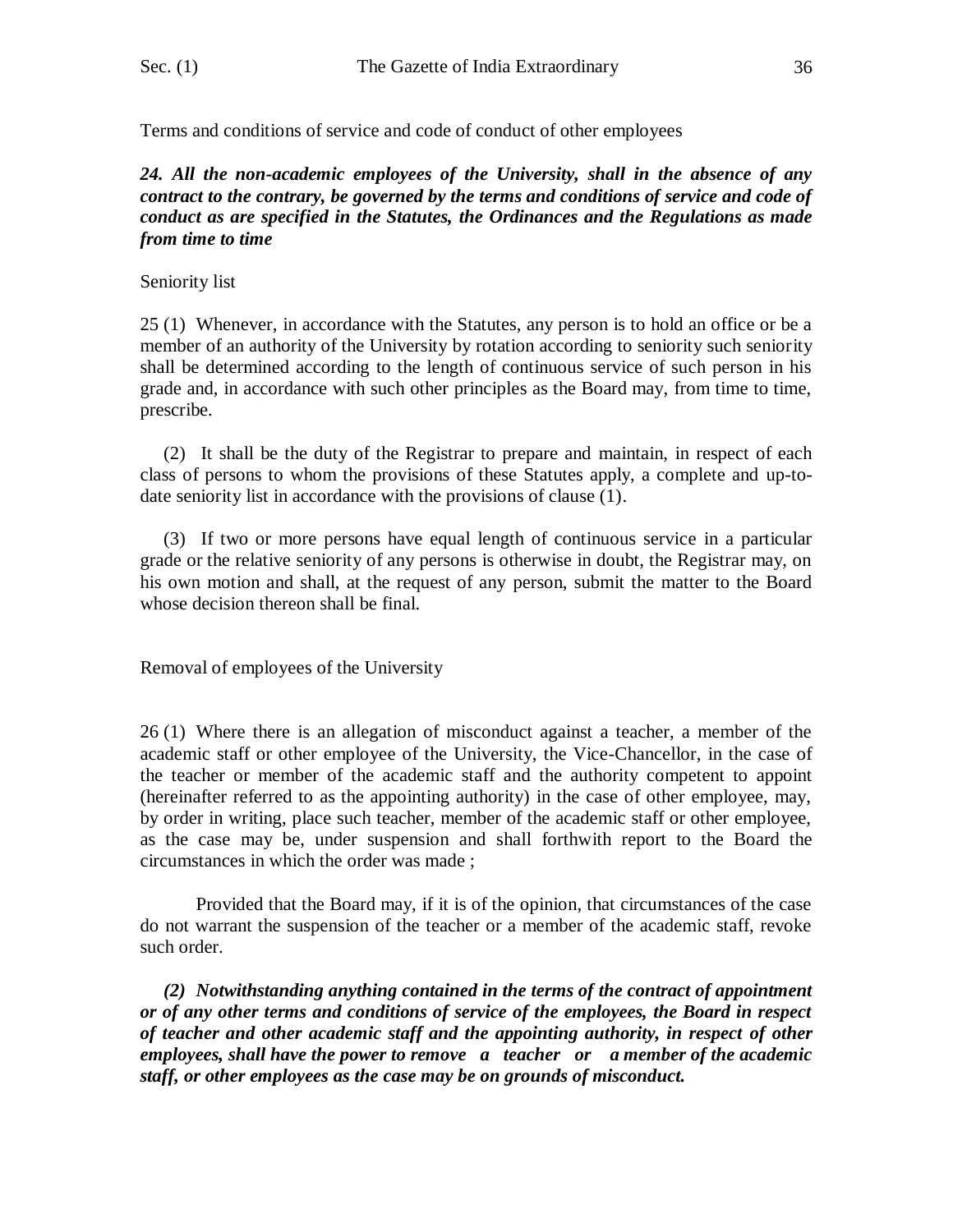Terms and conditions of service and code of conduct of other employees

***24. All the non-academic employees of the University, shall in the absence of any contract to the contrary, be governed by the terms and conditions of service and code of conduct as are specified in the Statutes, the Ordinances and the Regulations as made from time to time***

Seniority list

25 (1) Whenever, in accordance with the Statutes, any person is to hold an office or be a member of an authority of the University by rotation according to seniority such seniority shall be determined according to the length of continuous service of such person in his grade and, in accordance with such other principles as the Board may, from time to time, prescribe.

(2) It shall be the duty of the Registrar to prepare and maintain, in respect of each class of persons to whom the provisions of these Statutes apply, a complete and up-to-date seniority list in accordance with the provisions of clause (1).

(3) If two or more persons have equal length of continuous service in a particular grade or the relative seniority of any persons is otherwise in doubt, the Registrar may, on his own motion and shall, at the request of any person, submit the matter to the Board whose decision thereon shall be final.

Removal of employees of the University

26 (1) Where there is an allegation of misconduct against a teacher, a member of the academic staff or other employee of the University, the Vice-Chancellor, in the case of the teacher or member of the academic staff and the authority competent to appoint (hereinafter referred to as the appointing authority) in the case of other employee, may, by order in writing, place such teacher, member of the academic staff or other employee, as the case may be, under suspension and shall forthwith report to the Board the circumstances in which the order was made ;

Provided that the Board may, if it is of the opinion, that circumstances of the case do not warrant the suspension of the teacher or a member of the academic staff, revoke such order.

***(2) Notwithstanding anything contained in the terms of the contract of appointment or of any other terms and conditions of service of the employees, the Board in respect of teacher and other academic staff and the appointing authority, in respect of other employees, shall have the power to remove a teacher or a member of the academic staff, or other employees as the case may be on grounds of misconduct.***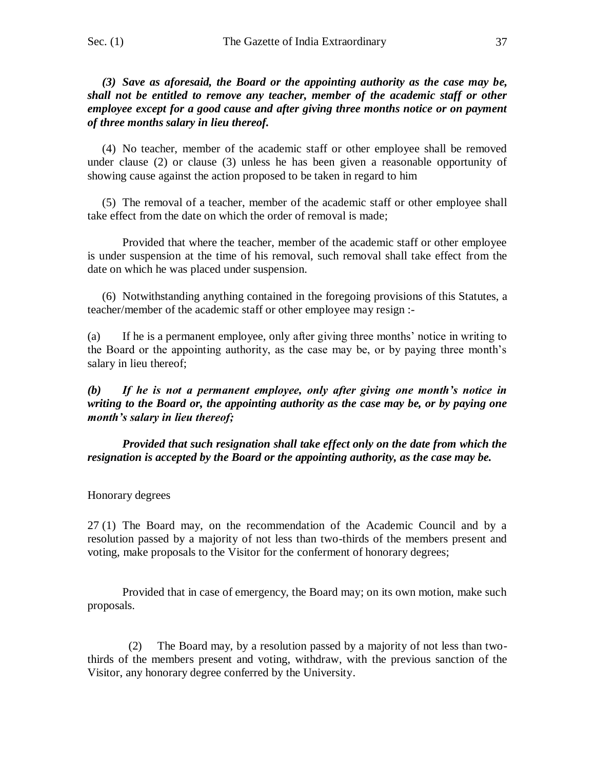***(3) Save as aforesaid, the Board or the appointing authority as the case may be, shall not be entitled to remove any teacher, member of the academic staff or other employee except for a good cause and after giving three months notice or on payment of three months salary in lieu thereof.***

(4) No teacher, member of the academic staff or other employee shall be removed under clause (2) or clause (3) unless he has been given a reasonable opportunity of showing cause against the action proposed to be taken in regard to him

(5) The removal of a teacher, member of the academic staff or other employee shall take effect from the date on which the order of removal is made;

Provided that where the teacher, member of the academic staff or other employee is under suspension at the time of his removal, such removal shall take effect from the date on which he was placed under suspension.

(6) Notwithstanding anything contained in the foregoing provisions of this Statutes, a teacher/member of the academic staff or other employee may resign :-

(a) If he is a permanent employee, only after giving three months' notice in writing to the Board or the appointing authority, as the case may be, or by paying three month's salary in lieu thereof;

***(b) If he is not a permanent employee, only after giving one month's notice in writing to the Board or, the appointing authority as the case may be, or by paying one month's salary in lieu thereof;***

***Provided that such resignation shall take effect only on the date from which the resignation is accepted by the Board or the appointing authority, as the case may be.***

Honorary degrees

27 (1) The Board may, on the recommendation of the Academic Council and by a resolution passed by a majority of not less than two-thirds of the members present and voting, make proposals to the Visitor for the conferment of honorary degrees;

Provided that in case of emergency, the Board may; on its own motion, make such proposals.

(2) The Board may, by a resolution passed by a majority of not less than two-thirds of the members present and voting, withdraw, with the previous sanction of the Visitor, any honorary degree conferred by the University.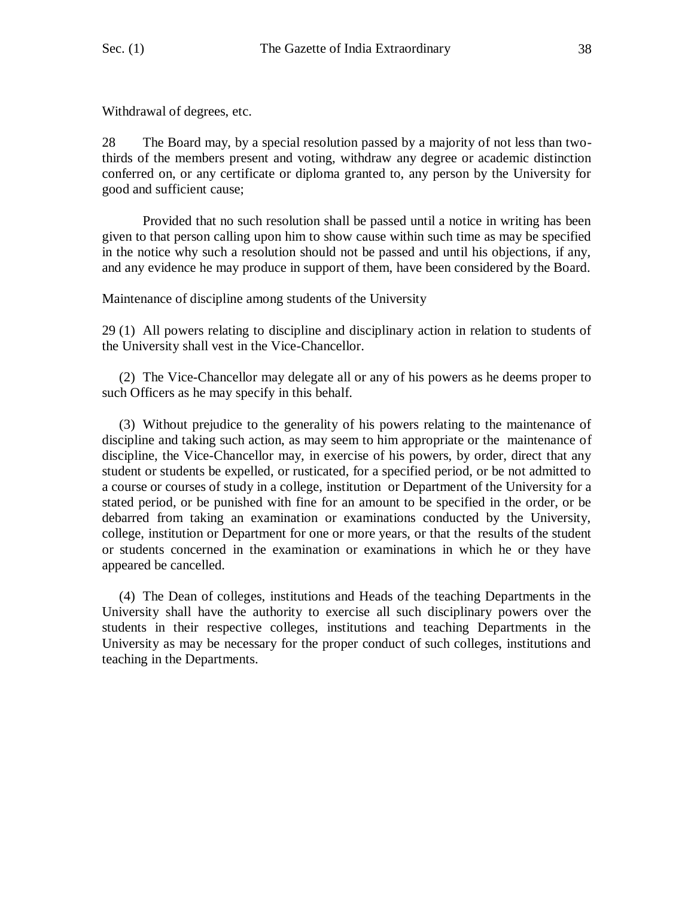Withdrawal of degrees, etc.

28 The Board may, by a special resolution passed by a majority of not less than two-thirds of the members present and voting, withdraw any degree or academic distinction conferred on, or any certificate or diploma granted to, any person by the University for good and sufficient cause;

Provided that no such resolution shall be passed until a notice in writing has been given to that person calling upon him to show cause within such time as may be specified in the notice why such a resolution should not be passed and until his objections, if any, and any evidence he may produce in support of them, have been considered by the Board.

Maintenance of discipline among students of the University

29 (1) All powers relating to discipline and disciplinary action in relation to students of the University shall vest in the Vice-Chancellor.

(2) The Vice-Chancellor may delegate all or any of his powers as he deems proper to such Officers as he may specify in this behalf.

(3) Without prejudice to the generality of his powers relating to the maintenance of discipline and taking such action, as may seem to him appropriate or the maintenance of discipline, the Vice-Chancellor may, in exercise of his powers, by order, direct that any student or students be expelled, or rusticated, for a specified period, or be not admitted to a course or courses of study in a college, institution or Department of the University for a stated period, or be punished with fine for an amount to be specified in the order, or be debarred from taking an examination or examinations conducted by the University, college, institution or Department for one or more years, or that the results of the student or students concerned in the examination or examinations in which he or they have appeared be cancelled.

(4) The Dean of colleges, institutions and Heads of the teaching Departments in the University shall have the authority to exercise all such disciplinary powers over the students in their respective colleges, institutions and teaching Departments in the University as may be necessary for the proper conduct of such colleges, institutions and teaching in the Departments.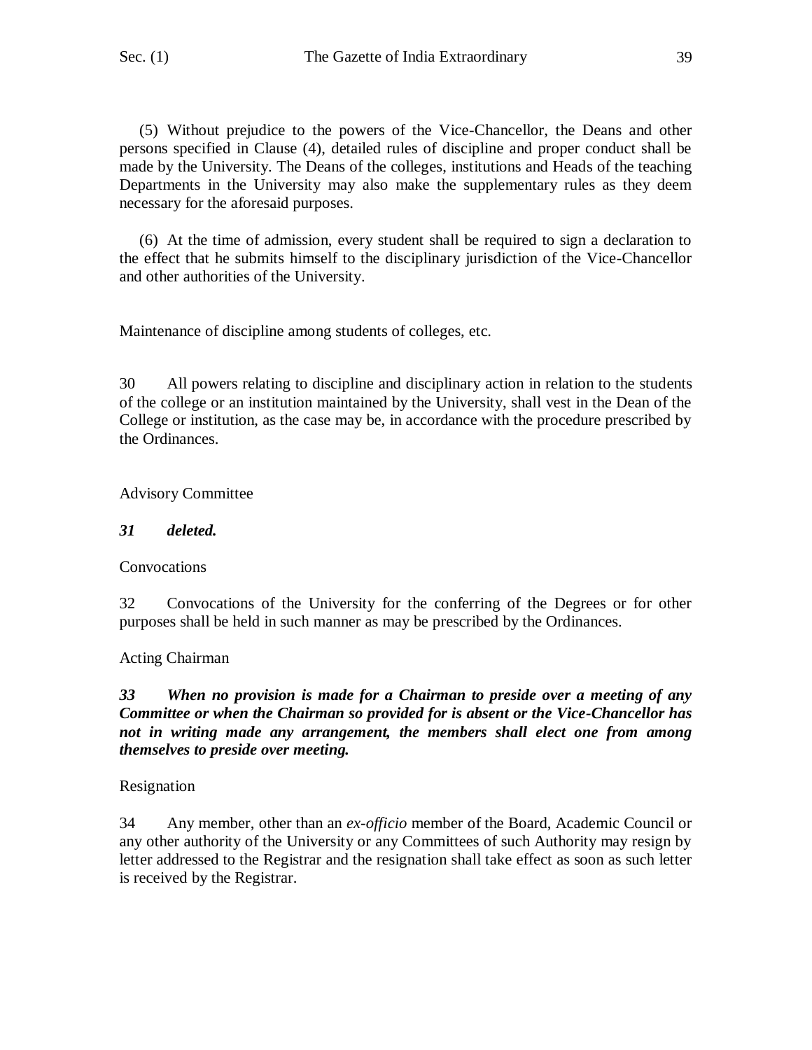(5) Without prejudice to the powers of the Vice-Chancellor, the Deans and other persons specified in Clause (4), detailed rules of discipline and proper conduct shall be made by the University. The Deans of the colleges, institutions and Heads of the teaching Departments in the University may also make the supplementary rules as they deem necessary for the aforesaid purposes.

(6) At the time of admission, every student shall be required to sign a declaration to the effect that he submits himself to the disciplinary jurisdiction of the Vice-Chancellor and other authorities of the University.

Maintenance of discipline among students of colleges, etc.

30 All powers relating to discipline and disciplinary action in relation to the students of the college or an institution maintained by the University, shall vest in the Dean of the College or institution, as the case may be, in accordance with the procedure prescribed by the Ordinances.

Advisory Committee

***31 deleted.***

Convocations

32 Convocations of the University for the conferring of the Degrees or for other purposes shall be held in such manner as may be prescribed by the Ordinances.

Acting Chairman

***33 When no provision is made for a Chairman to preside over a meeting of any Committee or when the Chairman so provided for is absent or the Vice-Chancellor has not in writing made any arrangement, the members shall elect one from among themselves to preside over meeting.***

Resignation

34 Any member, other than an *ex-officio* member of the Board, Academic Council or any other authority of the University or any Committees of such Authority may resign by letter addressed to the Registrar and the resignation shall take effect as soon as such letter is received by the Registrar.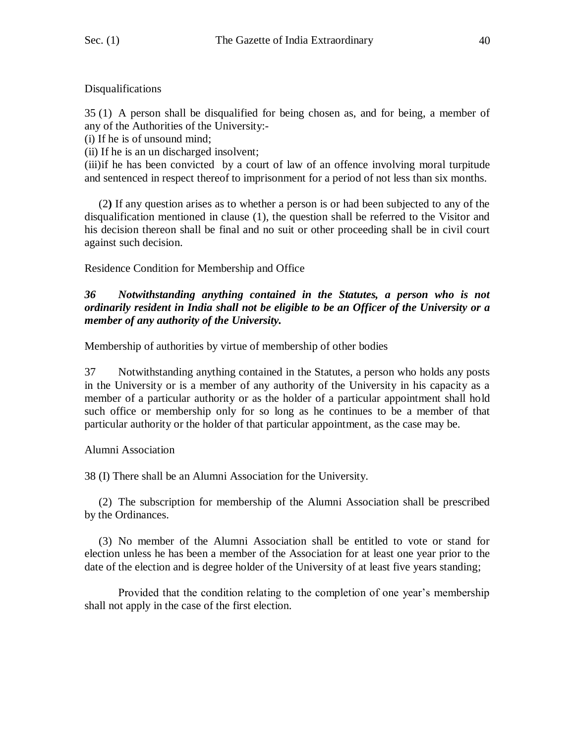Disqualifications

35 (1) A person shall be disqualified for being chosen as, and for being, a member of any of the Authorities of the University:-

(i) If he is of unsound mind;

(ii) If he is an un discharged insolvent;

(iii)if he has been convicted by a court of law of an offence involving moral turpitude and sentenced in respect thereof to imprisonment for a period of not less than six months.

(2) If any question arises as to whether a person is or had been subjected to any of the disqualification mentioned in clause (1), the question shall be referred to the Visitor and his decision thereon shall be final and no suit or other proceeding shall be in civil court against such decision.

Residence Condition for Membership and Office

***36 Notwithstanding anything contained in the Statutes, a person who is not ordinarily resident in India shall not be eligible to be an Officer of the University or a member of any authority of the University.***

Membership of authorities by virtue of membership of other bodies

37 Notwithstanding anything contained in the Statutes, a person who holds any posts in the University or is a member of any authority of the University in his capacity as a member of a particular authority or as the holder of a particular appointment shall hold such office or membership only for so long as he continues to be a member of that particular authority or the holder of that particular appointment, as the case may be.

Alumni Association

38 (I) There shall be an Alumni Association for the University.

(2) The subscription for membership of the Alumni Association shall be prescribed by the Ordinances.

(3) No member of the Alumni Association shall be entitled to vote or stand for election unless he has been a member of the Association for at least one year prior to the date of the election and is degree holder of the University of at least five years standing;

Provided that the condition relating to the completion of one year's membership shall not apply in the case of the first election.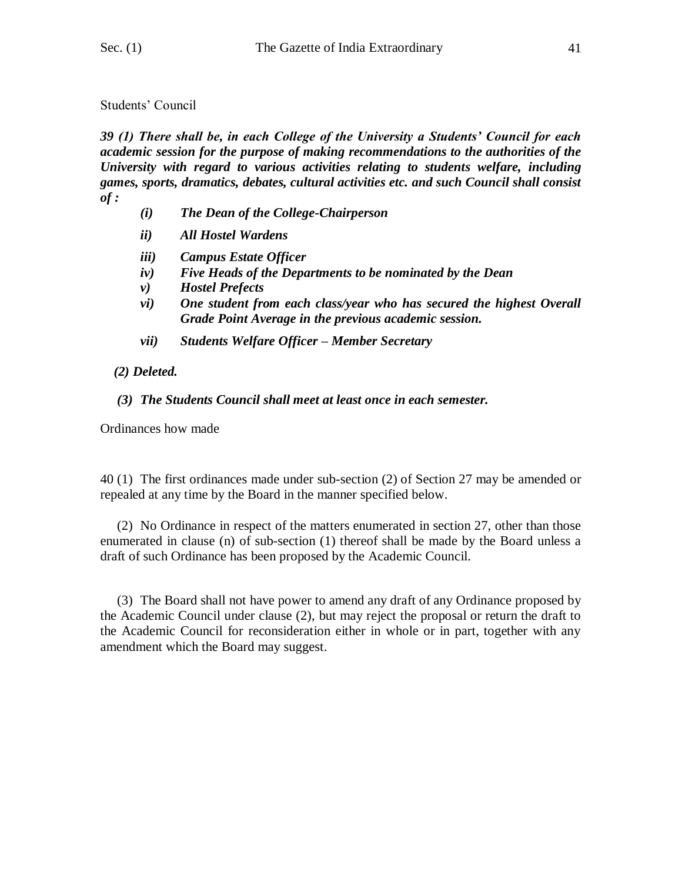Students' Council

***39 (1) There shall be, in each College of the University a Students' Council for each academic session for the purpose of making recommendations to the authorities of the University with regard to various activities relating to students welfare, including games, sports, dramatics, debates, cultural activities etc. and such Council shall consist of :***

- ***(i) The Dean of the College-Chairperson***
- ***ii) All Hostel Wardens***
- ***iii) Campus Estate Officer***
- ***iv) Five Heads of the Departments to be nominated by the Dean***
- ***v) Hostel Prefects***
- ***vi) One student from each class/year who has secured the highest Overall Grade Point Average in the previous academic session.***
- ***vii) Students Welfare Officer – Member Secretary***

***(2) Deleted.***

***(3) The Students Council shall meet at least once in each semester.***

Ordinances how made

40 (1) The first ordinances made under sub-section (2) of Section 27 may be amended or repealed at any time by the Board in the manner specified below.

(2) No Ordinance in respect of the matters enumerated in section 27, other than those enumerated in clause (n) of sub-section (1) thereof shall be made by the Board unless a draft of such Ordinance has been proposed by the Academic Council.

(3) The Board shall not have power to amend any draft of any Ordinance proposed by the Academic Council under clause (2), but may reject the proposal or return the draft to the Academic Council for reconsideration either in whole or in part, together with any amendment which the Board may suggest.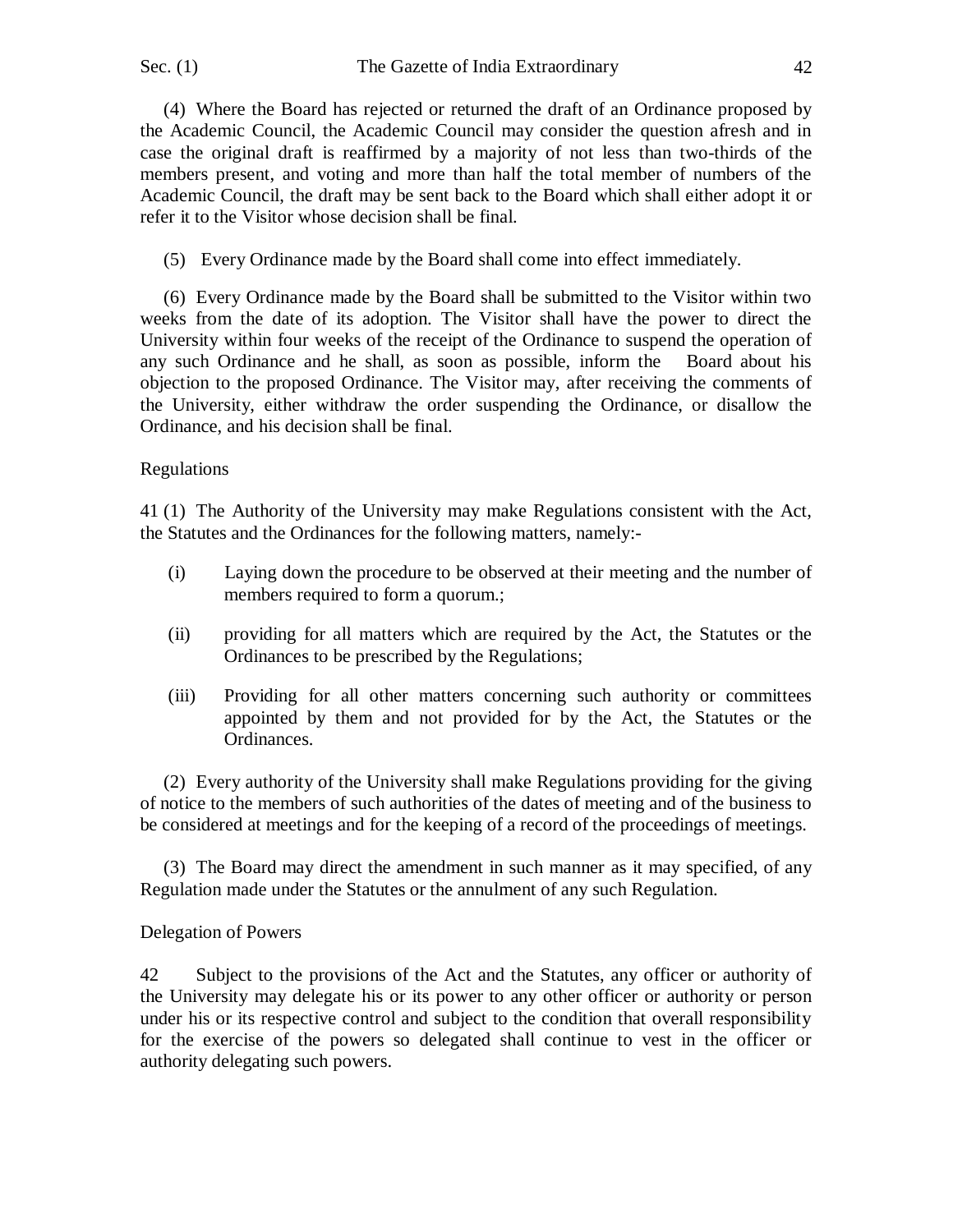(4) Where the Board has rejected or returned the draft of an Ordinance proposed by the Academic Council, the Academic Council may consider the question afresh and in case the original draft is reaffirmed by a majority of not less than two-thirds of the members present, and voting and more than half the total member of numbers of the Academic Council, the draft may be sent back to the Board which shall either adopt it or refer it to the Visitor whose decision shall be final.

(5) Every Ordinance made by the Board shall come into effect immediately.

(6) Every Ordinance made by the Board shall be submitted to the Visitor within two weeks from the date of its adoption. The Visitor shall have the power to direct the University within four weeks of the receipt of the Ordinance to suspend the operation of any such Ordinance and he shall, as soon as possible, inform the Board about his objection to the proposed Ordinance. The Visitor may, after receiving the comments of the University, either withdraw the order suspending the Ordinance, or disallow the Ordinance, and his decision shall be final.

Regulations

41 (1) The Authority of the University may make Regulations consistent with the Act, the Statutes and the Ordinances for the following matters, namely:-

- (i) Laying down the procedure to be observed at their meeting and the number of members required to form a quorum.;
- (ii) providing for all matters which are required by the Act, the Statutes or the Ordinances to be prescribed by the Regulations;
- (iii) Providing for all other matters concerning such authority or committees appointed by them and not provided for by the Act, the Statutes or the Ordinances.

(2) Every authority of the University shall make Regulations providing for the giving of notice to the members of such authorities of the dates of meeting and of the business to be considered at meetings and for the keeping of a record of the proceedings of meetings.

(3) The Board may direct the amendment in such manner as it may specified, of any Regulation made under the Statutes or the annulment of any such Regulation.

Delegation of Powers

42 Subject to the provisions of the Act and the Statutes, any officer or authority of the University may delegate his or its power to any other officer or authority or person under his or its respective control and subject to the condition that overall responsibility for the exercise of the powers so delegated shall continue to vest in the officer or authority delegating such powers.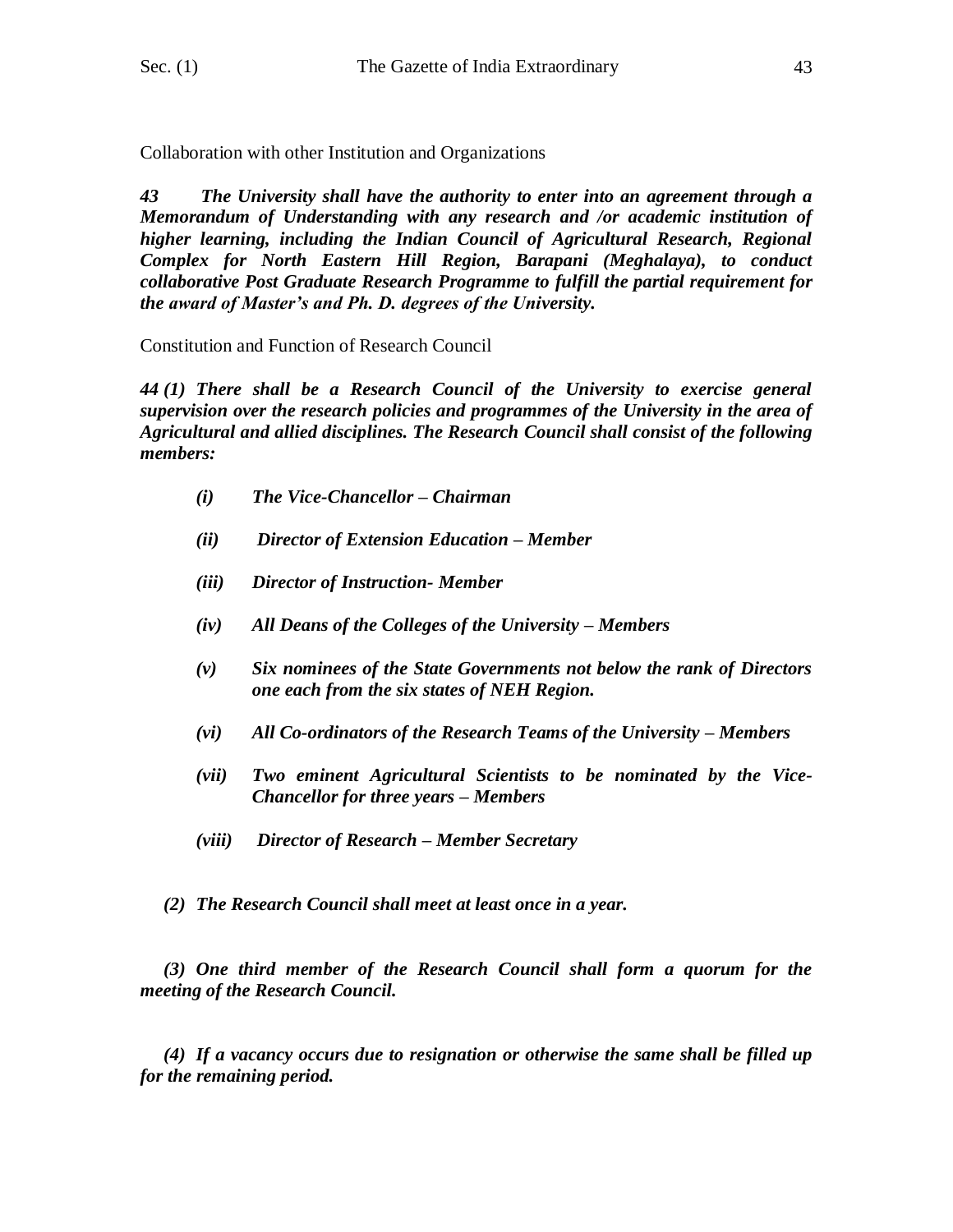Collaboration with other Institution and Organizations

***43 The University shall have the authority to enter into an agreement through a Memorandum of Understanding with any research and /or academic institution of higher learning, including the Indian Council of Agricultural Research, Regional Complex for North Eastern Hill Region, Barapani (Meghalaya), to conduct collaborative Post Graduate Research Programme to fulfill the partial requirement for the award of Master's and Ph. D. degrees of the University.***

Constitution and Function of Research Council

***44 (1) There shall be a Research Council of the University to exercise general supervision over the research policies and programmes of the University in the area of Agricultural and allied disciplines. The Research Council shall consist of the following members:***

- ***(i) The Vice-Chancellor – Chairman***
- ***(ii) Director of Extension Education – Member***
- ***(iii) Director of Instruction- Member***
- ***(iv) All Deans of the Colleges of the University – Members***
- ***(v) Six nominees of the State Governments not below the rank of Directors one each from the six states of NEH Region.***
- ***(vi) All Co-ordinators of the Research Teams of the University – Members***
- ***(vii) Two eminent Agricultural Scientists to be nominated by the Vice-Chancellor for three years – Members***
- ***(viii) Director of Research – Member Secretary***

***(2) The Research Council shall meet at least once in a year.***

***(3) One third member of the Research Council shall form a quorum for the meeting of the Research Council.***

***(4) If a vacancy occurs due to resignation or otherwise the same shall be filled up for the remaining period.***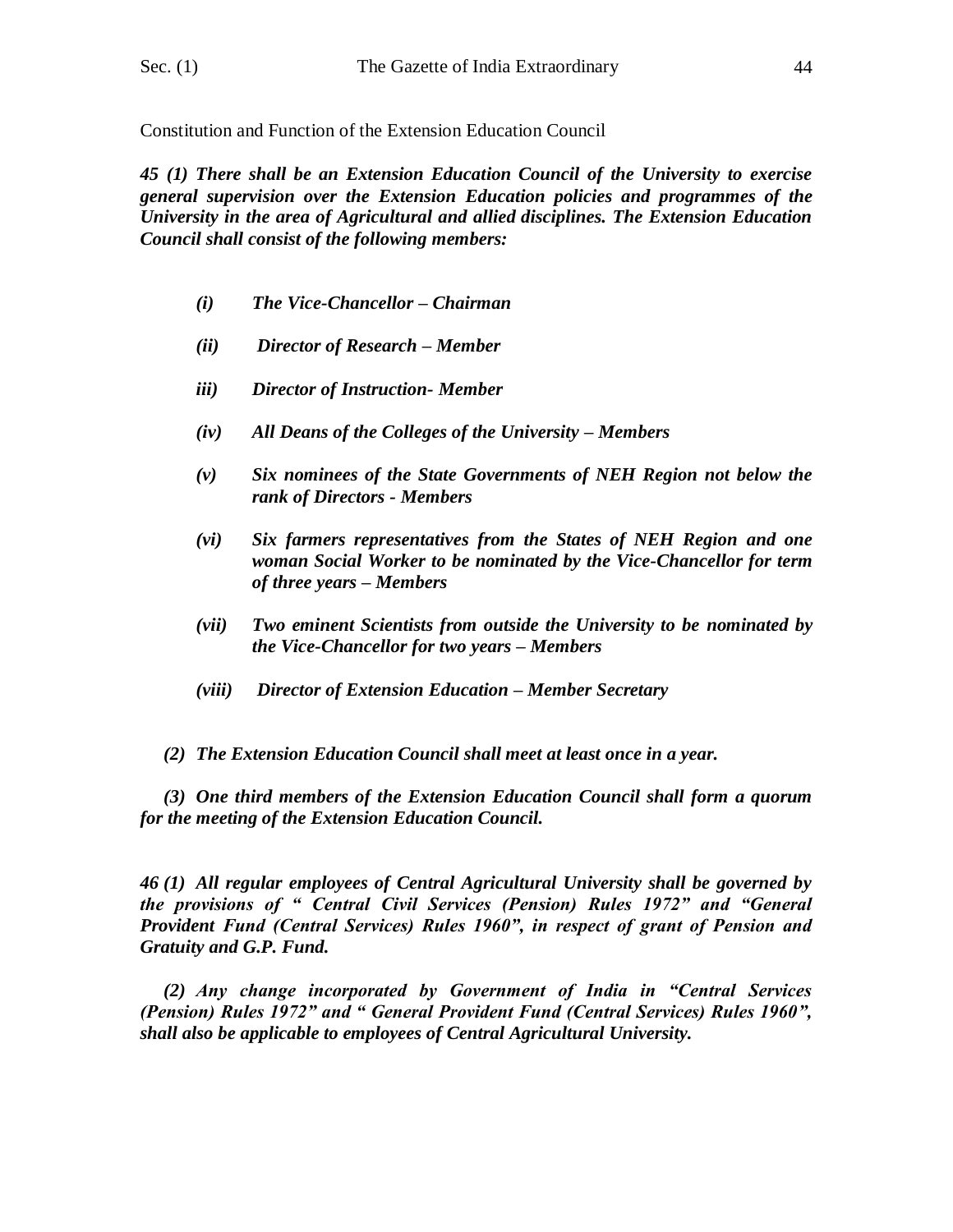Constitution and Function of the Extension Education Council

***45 (1) There shall be an Extension Education Council of the University to exercise general supervision over the Extension Education policies and programmes of the University in the area of Agricultural and allied disciplines. The Extension Education Council shall consist of the following members:***

- ***(i) The Vice-Chancellor – Chairman***
- ***(ii) Director of Research – Member***
- ***iii) Director of Instruction- Member***
- ***(iv) All Deans of the Colleges of the University – Members***
- ***(v) Six nominees of the State Governments of NEH Region not below the rank of Directors - Members***
- ***(vi) Six farmers representatives from the States of NEH Region and one woman Social Worker to be nominated by the Vice-Chancellor for term of three years – Members***
- ***(vii) Two eminent Scientists from outside the University to be nominated by the Vice-Chancellor for two years – Members***
- ***(viii) Director of Extension Education – Member Secretary***

***(2) The Extension Education Council shall meet at least once in a year.***

***(3) One third members of the Extension Education Council shall form a quorum for the meeting of the Extension Education Council.***

***46 (1) All regular employees of Central Agricultural University shall be governed by the provisions of " Central Civil Services (Pension) Rules 1972" and "General Provident Fund (Central Services) Rules 1960", in respect of grant of Pension and Gratuity and G.P. Fund.***

***(2) Any change incorporated by Government of India in "Central Services (Pension) Rules 1972" and " General Provident Fund (Central Services) Rules 1960", shall also be applicable to employees of Central Agricultural University.***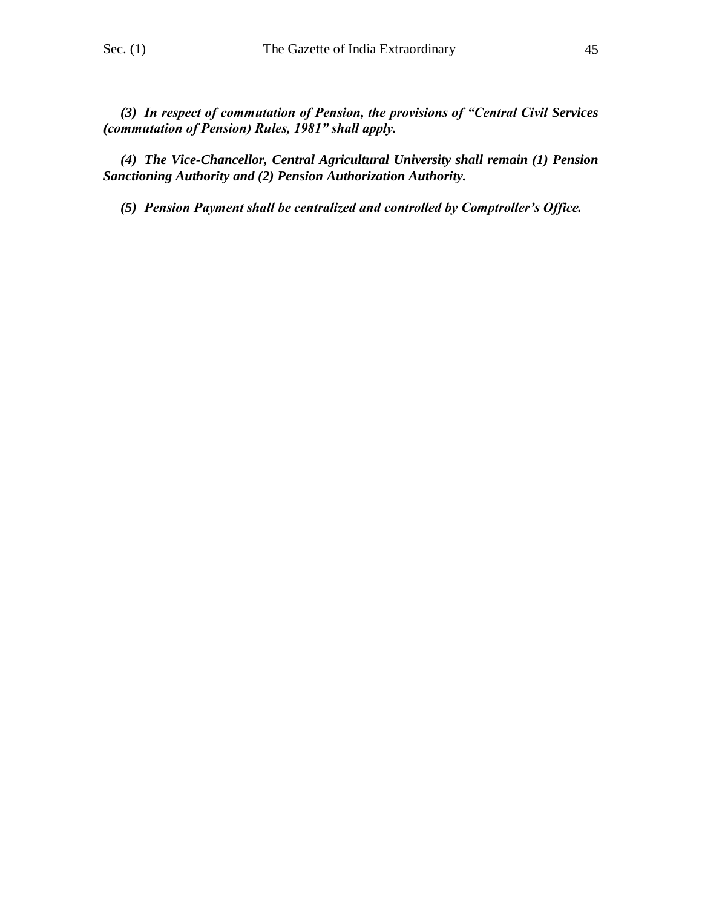***(3) In respect of commutation of Pension, the provisions of "Central Civil Services (commutation of Pension) Rules, 1981" shall apply.***

***(4) The Vice-Chancellor, Central Agricultural University shall remain (1) Pension Sanctioning Authority and (2) Pension Authorization Authority.***

***(5) Pension Payment shall be centralized and controlled by Comptroller's Office.***